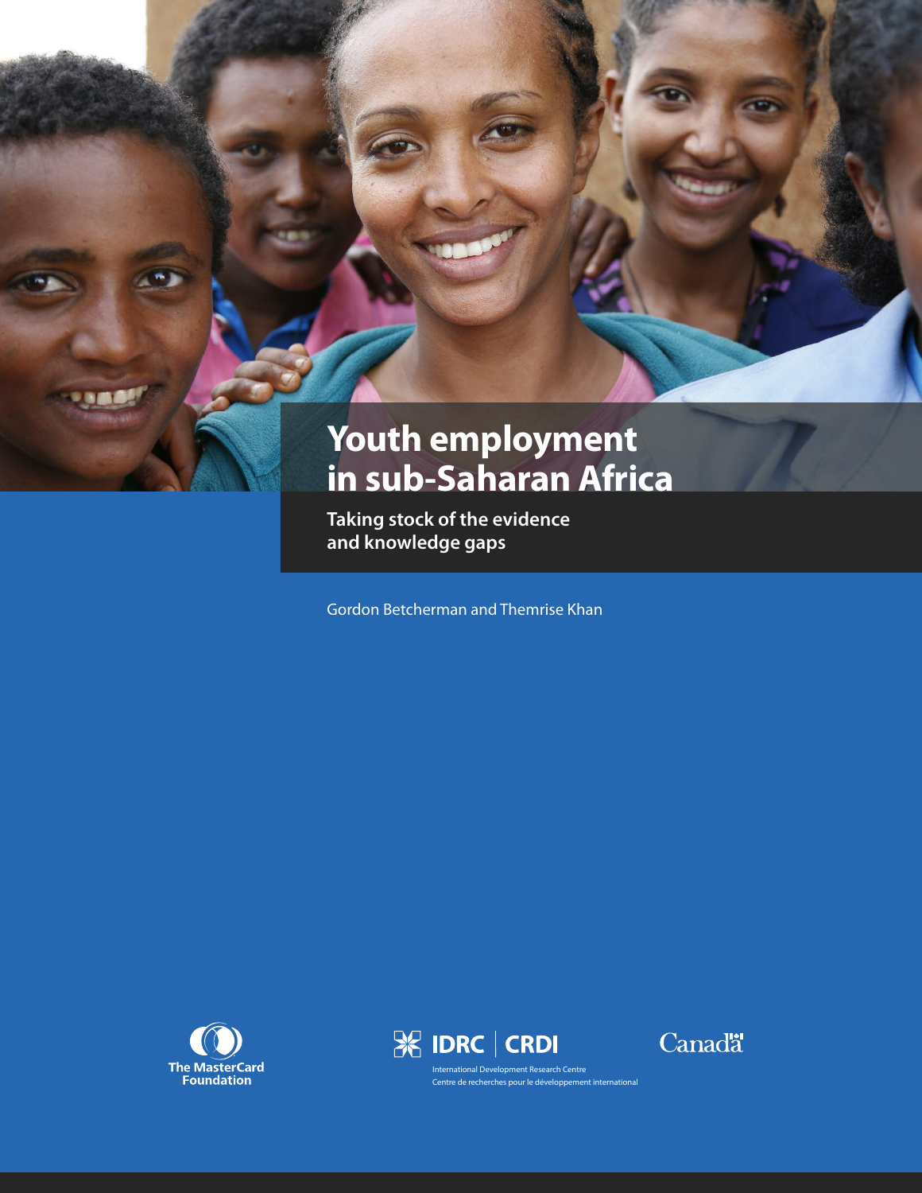# Youth employment in sub-Saharan Africa

## Taking stock of the evidence and knowledge gaps

Gordon Betcherman and Themrise Khan

The MasterCard Foundation

IDRC | CRDI

International Development Research Centre

Centre de recherches pour le développement international

Canada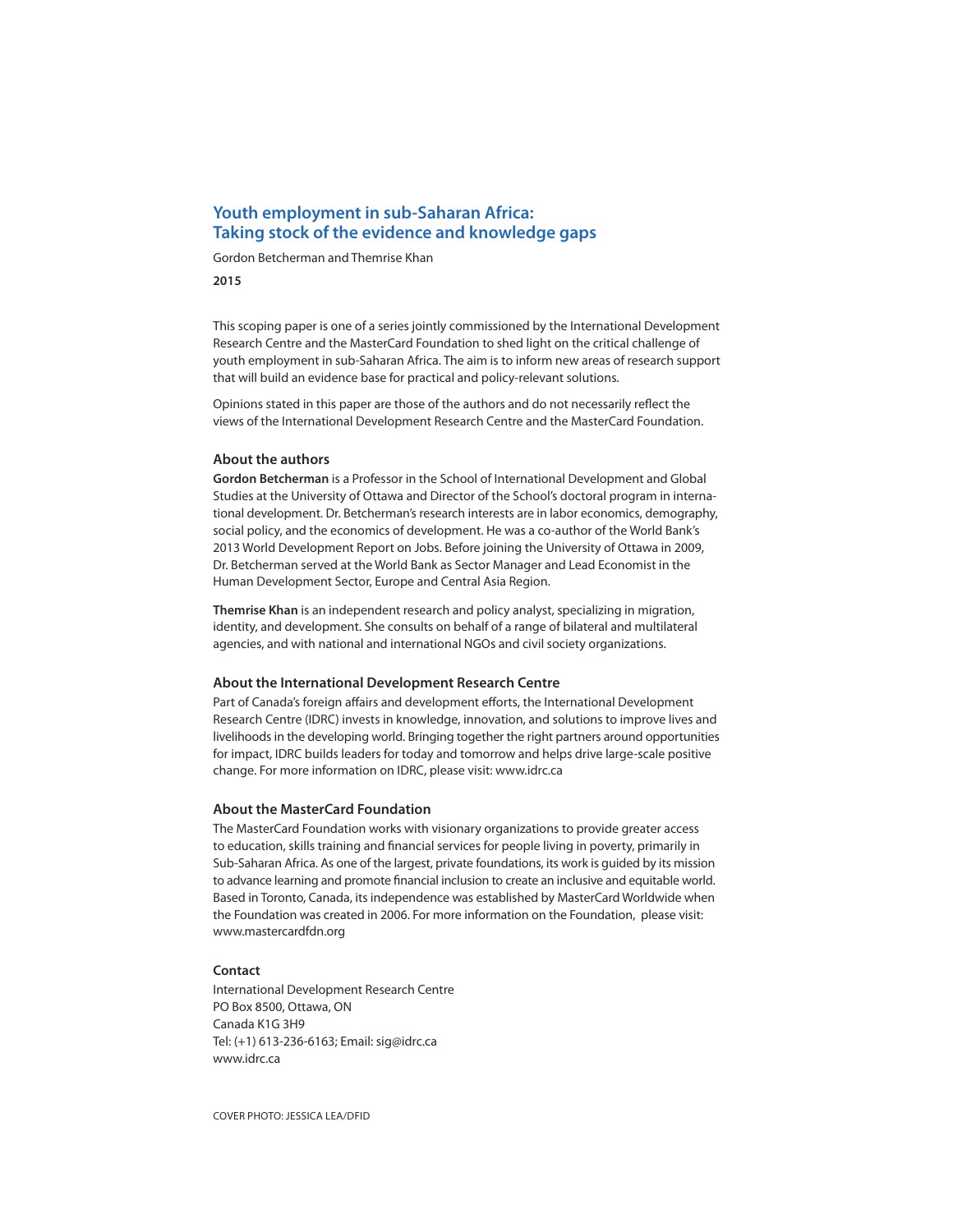# Youth employment in sub-Saharan Africa: Taking stock of the evidence and knowledge gaps

Gordon Betcherman and Themrise Khan

**2015**

This scoping paper is one of a series jointly commissioned by the International Development Research Centre and the MasterCard Foundation to shed light on the critical challenge of youth employment in sub-Saharan Africa. The aim is to inform new areas of research support that will build an evidence base for practical and policy-relevant solutions.

Opinions stated in this paper are those of the authors and do not necessarily reflect the views of the International Development Research Centre and the MasterCard Foundation.

### About the authors

**Gordon Betcherman** is a Professor in the School of International Development and Global Studies at the University of Ottawa and Director of the School's doctoral program in international development. Dr. Betcherman's research interests are in labor economics, demography, social policy, and the economics of development. He was a co-author of the World Bank's 2013 World Development Report on Jobs. Before joining the University of Ottawa in 2009, Dr. Betcherman served at the World Bank as Sector Manager and Lead Economist in the Human Development Sector, Europe and Central Asia Region.

**Themrise Khan** is an independent research and policy analyst, specializing in migration, identity, and development. She consults on behalf of a range of bilateral and multilateral agencies, and with national and international NGOs and civil society organizations.

### About the International Development Research Centre

Part of Canada's foreign affairs and development efforts, the International Development Research Centre (IDRC) invests in knowledge, innovation, and solutions to improve lives and livelihoods in the developing world. Bringing together the right partners around opportunities for impact, IDRC builds leaders for today and tomorrow and helps drive large-scale positive change. For more information on IDRC, please visit: www.idrc.ca

### About the MasterCard Foundation

The MasterCard Foundation works with visionary organizations to provide greater access to education, skills training and financial services for people living in poverty, primarily in Sub-Saharan Africa. As one of the largest, private foundations, its work is guided by its mission to advance learning and promote financial inclusion to create an inclusive and equitable world. Based in Toronto, Canada, its independence was established by MasterCard Worldwide when the Foundation was created in 2006. For more information on the Foundation, please visit: www.mastercardfdn.org

### Contact

International Development Research Centre
PO Box 8500, Ottawa, ON
Canada K1G 3H9
Tel: (+1) 613-236-6163; Email: sig@idrc.ca
www.idrc.ca

COVER PHOTO: JESSICA LEA/DFID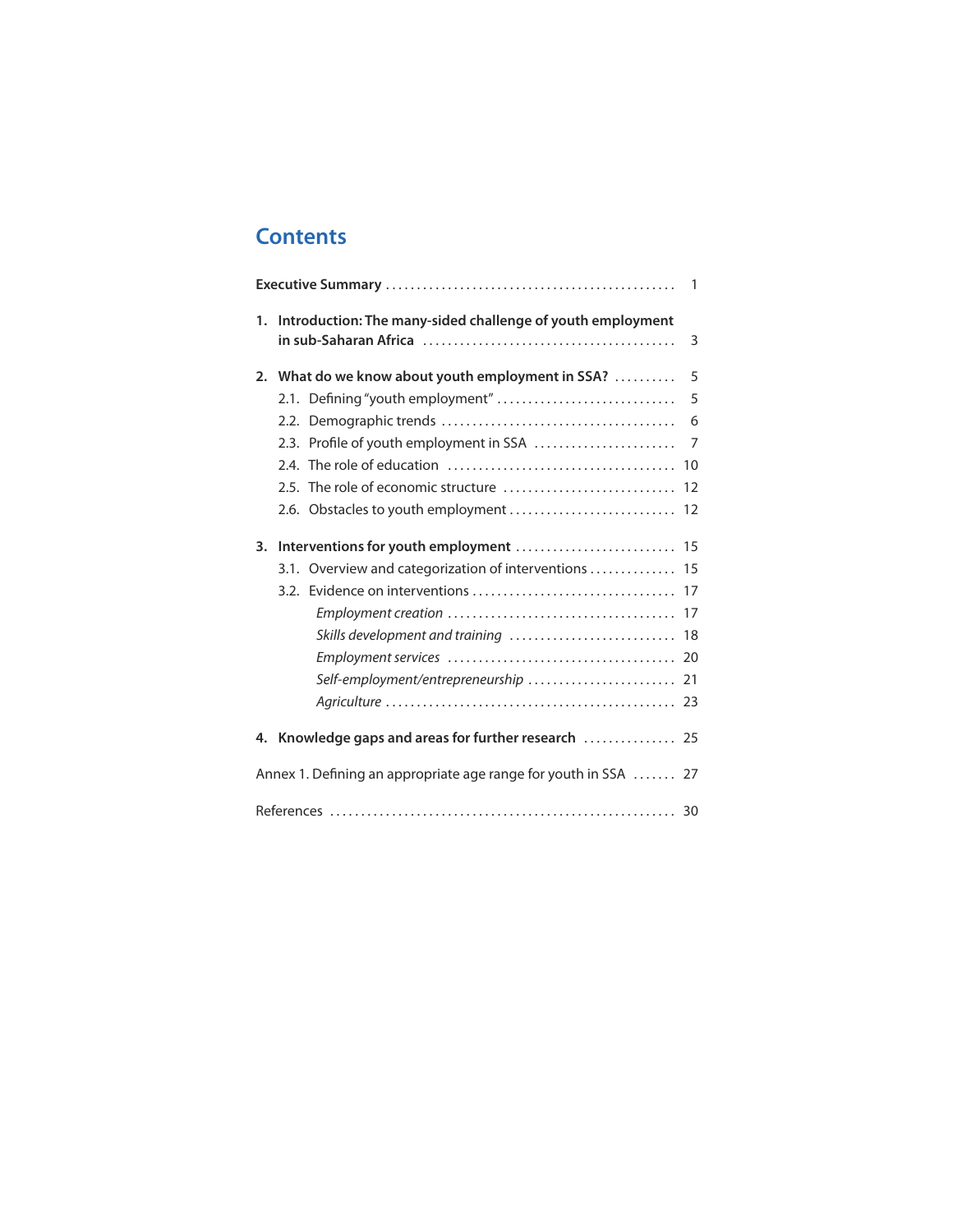# Contents

**Executive Summary** . . . . . . . . . . . . . . . . . . . . . . . . . . . . . . . . . . . . . . . . . . . . . . . 1

**1. Introduction: The many-sided challenge of youth employment in sub-Saharan Africa** . . . . . . . . . . . . . . . . . . . . . . . . . . . . . . . . . . . . . . . . 3

**2. What do we know about youth employment in SSA?** . . . . . . . . . . 5

- 2.1. Defining "youth employment" . . . . . . . . . . . . . . . . . . . . . . . . . . . . . 5
- 2.2. Demographic trends . . . . . . . . . . . . . . . . . . . . . . . . . . . . . . . . . . . . . 6
- 2.3. Profile of youth employment in SSA . . . . . . . . . . . . . . . . . . . . . . . 7
- 2.4. The role of education . . . . . . . . . . . . . . . . . . . . . . . . . . . . . . . . . . . . 10
- 2.5. The role of economic structure . . . . . . . . . . . . . . . . . . . . . . . . . . . 12
- 2.6. Obstacles to youth employment . . . . . . . . . . . . . . . . . . . . . . . . . . 12

**3. Interventions for youth employment** . . . . . . . . . . . . . . . . . . . . . . . . . 15

- 3.1. Overview and categorization of interventions . . . . . . . . . . . . . 15
- 3.2. Evidence on interventions . . . . . . . . . . . . . . . . . . . . . . . . . . . . . . . . 17
  - *Employment creation* . . . . . . . . . . . . . . . . . . . . . . . . . . . . . . . . . . . . 17
  - *Skills development and training* . . . . . . . . . . . . . . . . . . . . . . . . . . 18
  - *Employment services* . . . . . . . . . . . . . . . . . . . . . . . . . . . . . . . . . . . . 20
  - *Self-employment/entrepreneurship* . . . . . . . . . . . . . . . . . . . . . . . 21
  - *Agriculture* . . . . . . . . . . . . . . . . . . . . . . . . . . . . . . . . . . . . . . . . . . . . . . 23

**4. Knowledge gaps and areas for further research** . . . . . . . . . . . . . . . 25

Annex 1. Defining an appropriate age range for youth in SSA . . . . . . . 27

References . . . . . . . . . . . . . . . . . . . . . . . . . . . . . . . . . . . . . . . . . . . . . . . . . . . . . . 30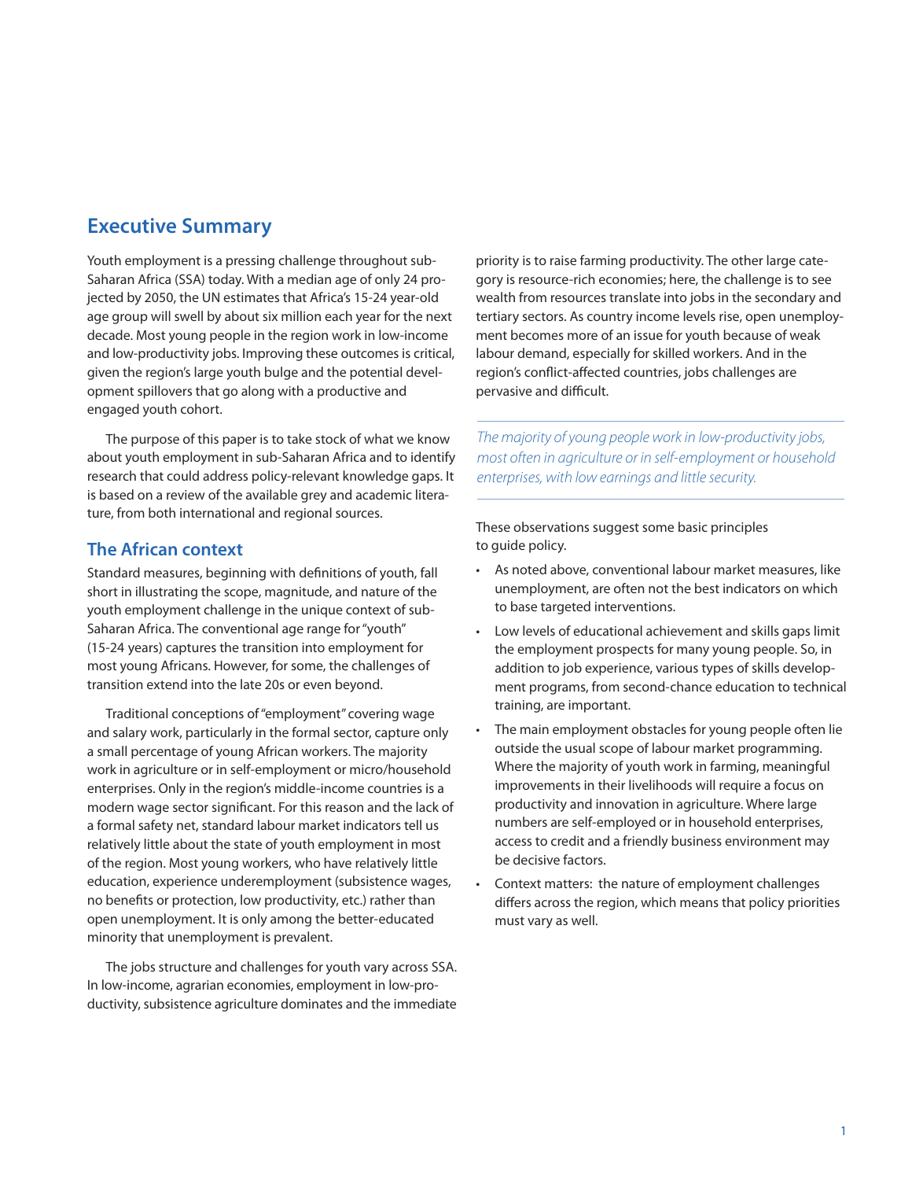## Executive Summary

Youth employment is a pressing challenge throughout sub-Saharan Africa (SSA) today. With a median age of only 24 projected by 2050, the UN estimates that Africa's 15-24 year-old age group will swell by about six million each year for the next decade. Most young people in the region work in low-income and low-productivity jobs. Improving these outcomes is critical, given the region's large youth bulge and the potential development spillovers that go along with a productive and engaged youth cohort.

The purpose of this paper is to take stock of what we know about youth employment in sub-Saharan Africa and to identify research that could address policy-relevant knowledge gaps. It is based on a review of the available grey and academic literature, from both international and regional sources.

### The African context

Standard measures, beginning with definitions of youth, fall short in illustrating the scope, magnitude, and nature of the youth employment challenge in the unique context of sub-Saharan Africa. The conventional age range for "youth" (15-24 years) captures the transition into employment for most young Africans. However, for some, the challenges of transition extend into the late 20s or even beyond.

Traditional conceptions of "employment" covering wage and salary work, particularly in the formal sector, capture only a small percentage of young African workers. The majority work in agriculture or in self-employment or micro/household enterprises. Only in the region's middle-income countries is a modern wage sector significant. For this reason and the lack of a formal safety net, standard labour market indicators tell us relatively little about the state of youth employment in most of the region. Most young workers, who have relatively little education, experience underemployment (subsistence wages, no benefits or protection, low productivity, etc.) rather than open unemployment. It is only among the better-educated minority that unemployment is prevalent.

The jobs structure and challenges for youth vary across SSA. In low-income, agrarian economies, employment in low-productivity, subsistence agriculture dominates and the immediate priority is to raise farming productivity. The other large category is resource-rich economies; here, the challenge is to see wealth from resources translate into jobs in the secondary and tertiary sectors. As country income levels rise, open unemployment becomes more of an issue for youth because of weak labour demand, especially for skilled workers. And in the region's conflict-affected countries, jobs challenges are pervasive and difficult.

*The majority of young people work in low-productivity jobs, most often in agriculture or in self-employment or household enterprises, with low earnings and little security.*

These observations suggest some basic principles to guide policy.

- As noted above, conventional labour market measures, like unemployment, are often not the best indicators on which to base targeted interventions.
- Low levels of educational achievement and skills gaps limit the employment prospects for many young people. So, in addition to job experience, various types of skills development programs, from second-chance education to technical training, are important.
- The main employment obstacles for young people often lie outside the usual scope of labour market programming. Where the majority of youth work in farming, meaningful improvements in their livelihoods will require a focus on productivity and innovation in agriculture. Where large numbers are self-employed or in household enterprises, access to credit and a friendly business environment may be decisive factors.
- Context matters: the nature of employment challenges differs across the region, which means that policy priorities must vary as well.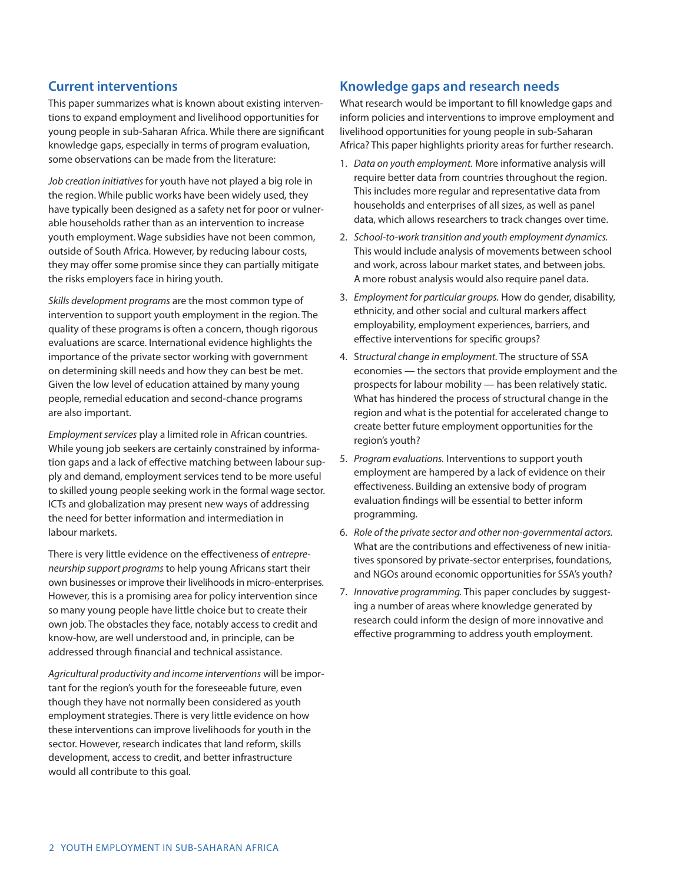## Current interventions

This paper summarizes what is known about existing interventions to expand employment and livelihood opportunities for young people in sub-Saharan Africa. While there are significant knowledge gaps, especially in terms of program evaluation, some observations can be made from the literature:

*Job creation initiatives* for youth have not played a big role in the region. While public works have been widely used, they have typically been designed as a safety net for poor or vulnerable households rather than as an intervention to increase youth employment. Wage subsidies have not been common, outside of South Africa. However, by reducing labour costs, they may offer some promise since they can partially mitigate the risks employers face in hiring youth.

*Skills development programs* are the most common type of intervention to support youth employment in the region. The quality of these programs is often a concern, though rigorous evaluations are scarce. International evidence highlights the importance of the private sector working with government on determining skill needs and how they can best be met. Given the low level of education attained by many young people, remedial education and second-chance programs are also important.

*Employment services* play a limited role in African countries. While young job seekers are certainly constrained by information gaps and a lack of effective matching between labour supply and demand, employment services tend to be more useful to skilled young people seeking work in the formal wage sector. ICTs and globalization may present new ways of addressing the need for better information and intermediation in labour markets.

There is very little evidence on the effectiveness of *entrepreneurship support programs* to help young Africans start their own businesses or improve their livelihoods in micro-enterprises. However, this is a promising area for policy intervention since so many young people have little choice but to create their own job. The obstacles they face, notably access to credit and know-how, are well understood and, in principle, can be addressed through financial and technical assistance.

*Agricultural productivity and income interventions* will be important for the region's youth for the foreseeable future, even though they have not normally been considered as youth employment strategies. There is very little evidence on how these interventions can improve livelihoods for youth in the sector. However, research indicates that land reform, skills development, access to credit, and better infrastructure would all contribute to this goal.

## Knowledge gaps and research needs

What research would be important to fill knowledge gaps and inform policies and interventions to improve employment and livelihood opportunities for young people in sub-Saharan Africa? This paper highlights priority areas for further research.

1. *Data on youth employment.* More informative analysis will require better data from countries throughout the region. This includes more regular and representative data from households and enterprises of all sizes, as well as panel data, which allows researchers to track changes over time.
2. *School-to-work transition and youth employment dynamics.* This would include analysis of movements between school and work, across labour market states, and between jobs. A more robust analysis would also require panel data.
3. *Employment for particular groups.* How do gender, disability, ethnicity, and other social and cultural markers affect employability, employment experiences, barriers, and effective interventions for specific groups?
4. S*tructural change in employment.* The structure of SSA economies — the sectors that provide employment and the prospects for labour mobility — has been relatively static. What has hindered the process of structural change in the region and what is the potential for accelerated change to create better future employment opportunities for the region's youth?
5. *Program evaluations.* Interventions to support youth employment are hampered by a lack of evidence on their effectiveness. Building an extensive body of program evaluation findings will be essential to better inform programming.
6. *Role of the private sector and other non-governmental actors.* What are the contributions and effectiveness of new initiatives sponsored by private-sector enterprises, foundations, and NGOs around economic opportunities for SSA's youth?
7. *Innovative programming.* This paper concludes by suggesting a number of areas where knowledge generated by research could inform the design of more innovative and effective programming to address youth employment.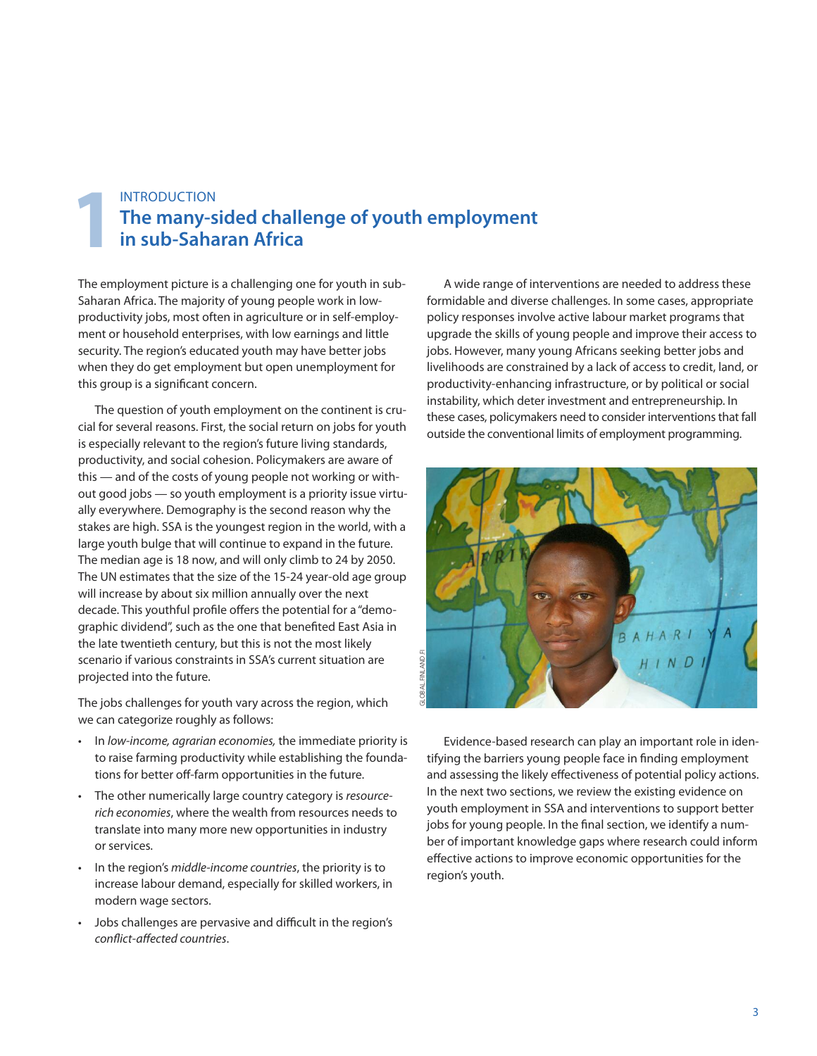# 1 INTRODUCTION

## The many-sided challenge of youth employment in sub-Saharan Africa

The employment picture is a challenging one for youth in sub-Saharan Africa. The majority of young people work in low-productivity jobs, most often in agriculture or in self-employment or household enterprises, with low earnings and little security. The region's educated youth may have better jobs when they do get employment but open unemployment for this group is a significant concern.

The question of youth employment on the continent is crucial for several reasons. First, the social return on jobs for youth is especially relevant to the region's future living standards, productivity, and social cohesion. Policymakers are aware of this — and of the costs of young people not working or without good jobs — so youth employment is a priority issue virtually everywhere. Demography is the second reason why the stakes are high. SSA is the youngest region in the world, with a large youth bulge that will continue to expand in the future. The median age is 18 now, and will only climb to 24 by 2050. The UN estimates that the size of the 15-24 year-old age group will increase by about six million annually over the next decade. This youthful profile offers the potential for a "demographic dividend", such as the one that benefited East Asia in the late twentieth century, but this is not the most likely scenario if various constraints in SSA's current situation are projected into the future.

The jobs challenges for youth vary across the region, which we can categorize roughly as follows:

- In *low-income, agrarian economies,* the immediate priority is to raise farming productivity while establishing the foundations for better off-farm opportunities in the future.
- The other numerically large country category is *resource-rich economies*, where the wealth from resources needs to translate into many more new opportunities in industry or services.
- In the region's *middle-income countries*, the priority is to increase labour demand, especially for skilled workers, in modern wage sectors.
- Jobs challenges are pervasive and difficult in the region's *conflict-affected countries*.

A wide range of interventions are needed to address these formidable and diverse challenges. In some cases, appropriate policy responses involve active labour market programs that upgrade the skills of young people and improve their access to jobs. However, many young Africans seeking better jobs and livelihoods are constrained by a lack of access to credit, land, or productivity-enhancing infrastructure, or by political or social instability, which deter investment and entrepreneurship. In these cases, policymakers need to consider interventions that fall outside the conventional limits of employment programming.

GLOBAL.FINLAND.FI

Evidence-based research can play an important role in identifying the barriers young people face in finding employment and assessing the likely effectiveness of potential policy actions. In the next two sections, we review the existing evidence on youth employment in SSA and interventions to support better jobs for young people. In the final section, we identify a number of important knowledge gaps where research could inform effective actions to improve economic opportunities for the region's youth.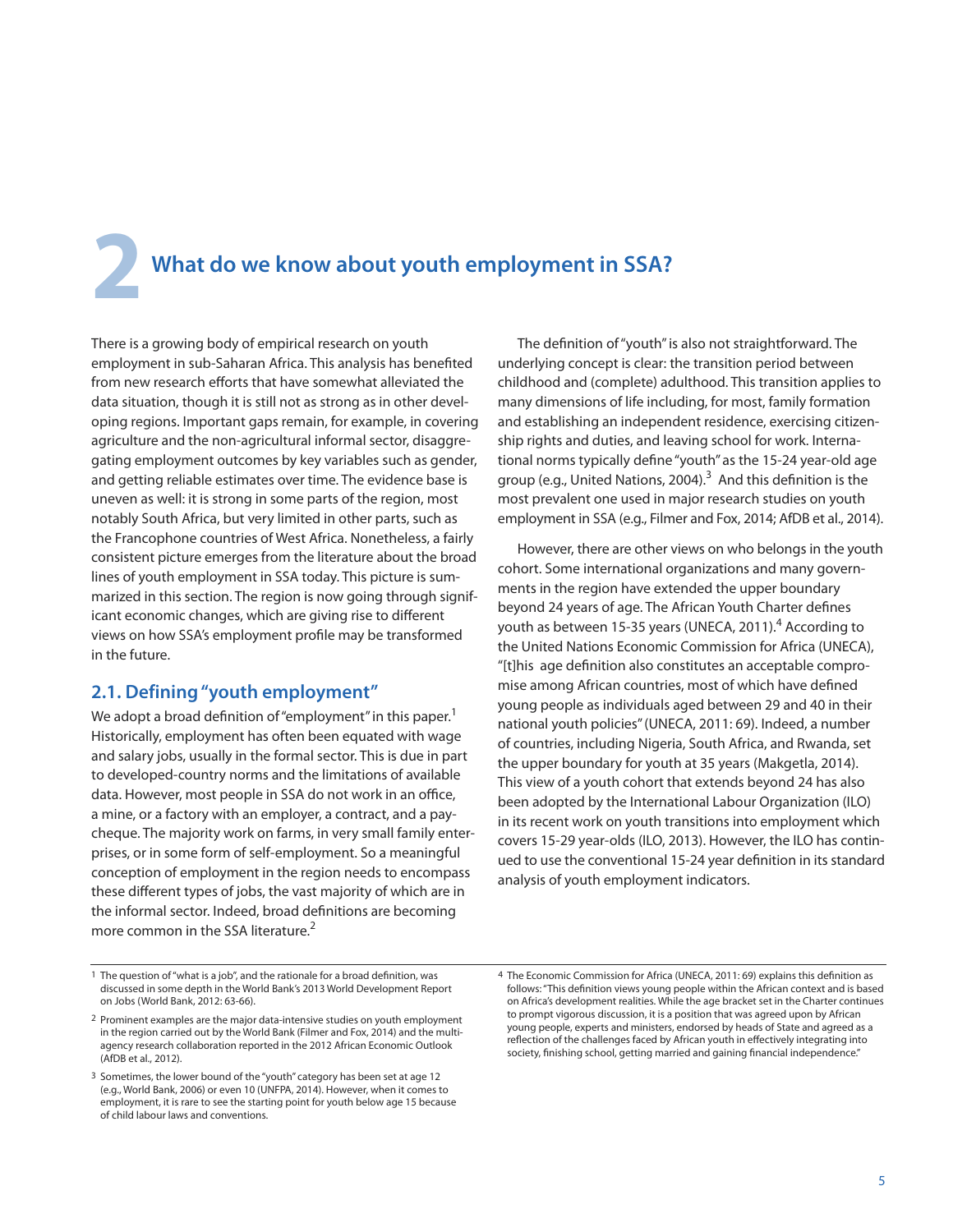# 2 What do we know about youth employment in SSA?

There is a growing body of empirical research on youth employment in sub-Saharan Africa. This analysis has benefited from new research efforts that have somewhat alleviated the data situation, though it is still not as strong as in other developing regions. Important gaps remain, for example, in covering agriculture and the non-agricultural informal sector, disaggregating employment outcomes by key variables such as gender, and getting reliable estimates over time. The evidence base is uneven as well: it is strong in some parts of the region, most notably South Africa, but very limited in other parts, such as the Francophone countries of West Africa. Nonetheless, a fairly consistent picture emerges from the literature about the broad lines of youth employment in SSA today. This picture is summarized in this section. The region is now going through significant economic changes, which are giving rise to different views on how SSA's employment profile may be transformed in the future.

## 2.1. Defining "youth employment"

We adopt a broad definition of "employment" in this paper.[1] Historically, employment has often been equated with wage and salary jobs, usually in the formal sector. This is due in part to developed-country norms and the limitations of available data. However, most people in SSA do not work in an office, a mine, or a factory with an employer, a contract, and a paycheque. The majority work on farms, in very small family enterprises, or in some form of self-employment. So a meaningful conception of employment in the region needs to encompass these different types of jobs, the vast majority of which are in the informal sector. Indeed, broad definitions are becoming more common in the SSA literature.[2]

The definition of "youth" is also not straightforward. The underlying concept is clear: the transition period between childhood and (complete) adulthood. This transition applies to many dimensions of life including, for most, family formation and establishing an independent residence, exercising citizenship rights and duties, and leaving school for work. International norms typically define "youth" as the 15-24 year-old age group (e.g., United Nations, 2004).[3] And this definition is the most prevalent one used in major research studies on youth employment in SSA (e.g., Filmer and Fox, 2014; AfDB et al., 2014).

However, there are other views on who belongs in the youth cohort. Some international organizations and many governments in the region have extended the upper boundary beyond 24 years of age. The African Youth Charter defines youth as between 15-35 years (UNECA, 2011).[4] According to the United Nations Economic Commission for Africa (UNECA), "[t]his age definition also constitutes an acceptable compromise among African countries, most of which have defined young people as individuals aged between 29 and 40 in their national youth policies" (UNECA, 2011: 69). Indeed, a number of countries, including Nigeria, South Africa, and Rwanda, set the upper boundary for youth at 35 years (Makgetla, 2014). This view of a youth cohort that extends beyond 24 has also been adopted by the International Labour Organization (ILO) in its recent work on youth transitions into employment which covers 15-29 year-olds (ILO, 2013). However, the ILO has continued to use the conventional 15-24 year definition in its standard analysis of youth employment indicators.

---

1 The question of "what is a job", and the rationale for a broad definition, was discussed in some depth in the World Bank's 2013 World Development Report on Jobs (World Bank, 2012: 63-66).

2 Prominent examples are the major data-intensive studies on youth employment in the region carried out by the World Bank (Filmer and Fox, 2014) and the multi-agency research collaboration reported in the 2012 African Economic Outlook (AfDB et al., 2012).

3 Sometimes, the lower bound of the "youth" category has been set at age 12 (e.g., World Bank, 2006) or even 10 (UNFPA, 2014). However, when it comes to employment, it is rare to see the starting point for youth below age 15 because of child labour laws and conventions.

4 The Economic Commission for Africa (UNECA, 2011: 69) explains this definition as follows: "This definition views young people within the African context and is based on Africa's development realities. While the age bracket set in the Charter continues to prompt vigorous discussion, it is a position that was agreed upon by African young people, experts and ministers, endorsed by heads of State and agreed as a reflection of the challenges faced by African youth in effectively integrating into society, finishing school, getting married and gaining financial independence."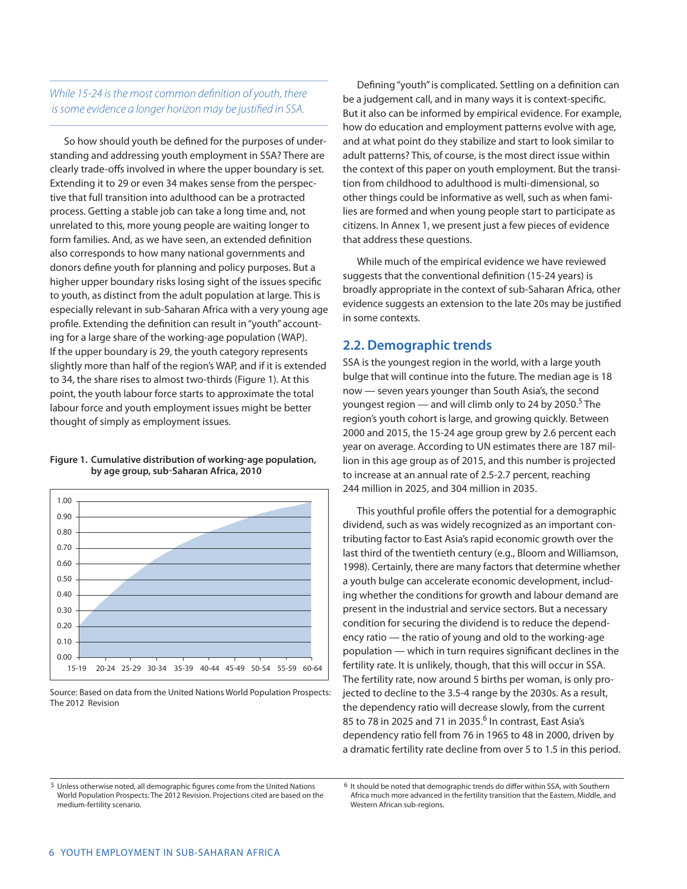*While 15-24 is the most common definition of youth, there is some evidence a longer horizon may be justified in SSA.*

So how should youth be defined for the purposes of understanding and addressing youth employment in SSA? There are clearly trade-offs involved in where the upper boundary is set. Extending it to 29 or even 34 makes sense from the perspective that full transition into adulthood can be a protracted process. Getting a stable job can take a long time and, not unrelated to this, more young people are waiting longer to form families. And, as we have seen, an extended definition also corresponds to how many national governments and donors define youth for planning and policy purposes. But a higher upper boundary risks losing sight of the issues specific to youth, as distinct from the adult population at large. This is especially relevant in sub-Saharan Africa with a very young age profile. Extending the definition can result in "youth" accounting for a large share of the working-age population (WAP). If the upper boundary is 29, the youth category represents slightly more than half of the region's WAP, and if it is extended to 34, the share rises to almost two-thirds (Figure 1). At this point, the youth labour force starts to approximate the total labour force and youth employment issues might be better thought of simply as employment issues.

**Figure 1. Cumulative distribution of working-age population, by age group, sub-Saharan Africa, 2010**

Source: Based on data from the United Nations World Population Prospects: The 2012 Revision

Defining "youth" is complicated. Settling on a definition can be a judgement call, and in many ways it is context-specific. But it also can be informed by empirical evidence. For example, how do education and employment patterns evolve with age, and at what point do they stabilize and start to look similar to adult patterns? This, of course, is the most direct issue within the context of this paper on youth employment. But the transition from childhood to adulthood is multi-dimensional, so other things could be informative as well, such as when families are formed and when young people start to participate as citizens. In Annex 1, we present just a few pieces of evidence that address these questions.

While much of the empirical evidence we have reviewed suggests that the conventional definition (15-24 years) is broadly appropriate in the context of sub-Saharan Africa, other evidence suggests an extension to the late 20s may be justified in some contexts.

## 2.2. Demographic trends

SSA is the youngest region in the world, with a large youth bulge that will continue into the future. The median age is 18 now — seven years younger than South Asia's, the second youngest region — and will climb only to 24 by 2050.[5] The region's youth cohort is large, and growing quickly. Between 2000 and 2015, the 15-24 age group grew by 2.6 percent each year on average. According to UN estimates there are 187 million in this age group as of 2015, and this number is projected to increase at an annual rate of 2.5-2.7 percent, reaching 244 million in 2025, and 304 million in 2035.

This youthful profile offers the potential for a demographic dividend, such as was widely recognized as an important contributing factor to East Asia's rapid economic growth over the last third of the twentieth century (e.g., Bloom and Williamson, 1998). Certainly, there are many factors that determine whether a youth bulge can accelerate economic development, including whether the conditions for growth and labour demand are present in the industrial and service sectors. But a necessary condition for securing the dividend is to reduce the dependency ratio — the ratio of young and old to the working-age population — which in turn requires significant declines in the fertility rate. It is unlikely, though, that this will occur in SSA. The fertility rate, now around 5 births per woman, is only projected to decline to the 3.5-4 range by the 2030s. As a result, the dependency ratio will decrease slowly, from the current 85 to 78 in 2025 and 71 in 2035.[6] In contrast, East Asia's dependency ratio fell from 76 in 1965 to 48 in 2000, driven by a dramatic fertility rate decline from over 5 to 1.5 in this period.

[5] Unless otherwise noted, all demographic figures come from the United Nations World Population Prospects: The 2012 Revision. Projections cited are based on the medium-fertility scenario.

[6] It should be noted that demographic trends do differ within SSA, with Southern Africa much more advanced in the fertility transition that the Eastern, Middle, and Western African sub-regions.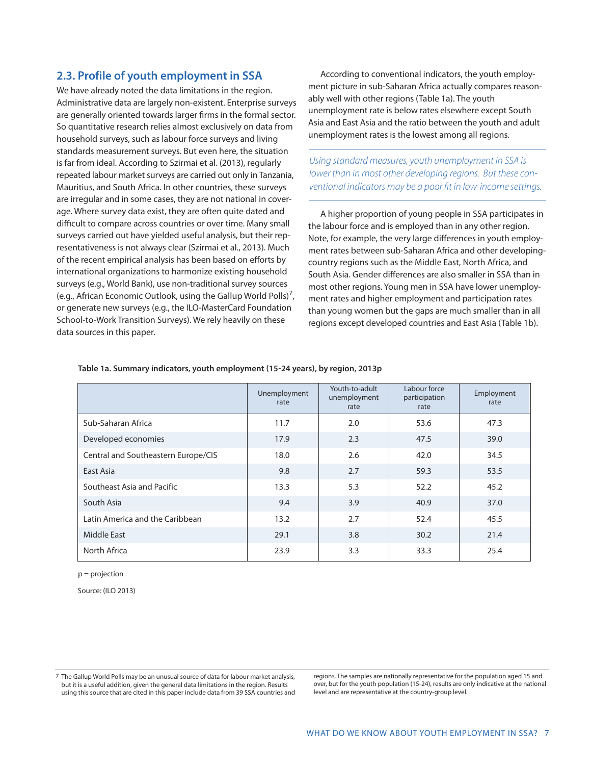## 2.3. Profile of youth employment in SSA

We have already noted the data limitations in the region. Administrative data are largely non-existent. Enterprise surveys are generally oriented towards larger firms in the formal sector. So quantitative research relies almost exclusively on data from household surveys, such as labour force surveys and living standards measurement surveys. But even here, the situation is far from ideal. According to Szirmai et al. (2013), regularly repeated labour market surveys are carried out only in Tanzania, Mauritius, and South Africa. In other countries, these surveys are irregular and in some cases, they are not national in coverage. Where survey data exist, they are often quite dated and difficult to compare across countries or over time. Many small surveys carried out have yielded useful analysis, but their representativeness is not always clear (Szirmai et al., 2013). Much of the recent empirical analysis has been based on efforts by international organizations to harmonize existing household surveys (e.g., World Bank), use non-traditional survey sources (e.g., African Economic Outlook, using the Gallup World Polls)[7], or generate new surveys (e.g., the ILO-MasterCard Foundation School-to-Work Transition Surveys). We rely heavily on these data sources in this paper.

According to conventional indicators, the youth employment picture in sub-Saharan Africa actually compares reasonably well with other regions (Table 1a). The youth unemployment rate is below rates elsewhere except South Asia and East Asia and the ratio between the youth and adult unemployment rates is the lowest among all regions.

*Using standard measures, youth unemployment in SSA is lower than in most other developing regions. But these conventional indicators may be a poor fit in low-income settings.*

A higher proportion of young people in SSA participates in the labour force and is employed than in any other region. Note, for example, the very large differences in youth employment rates between sub-Saharan Africa and other developing-country regions such as the Middle East, North Africa, and South Asia. Gender differences are also smaller in SSA than in most other regions. Young men in SSA have lower unemployment rates and higher employment and participation rates than young women but the gaps are much smaller than in all regions except developed countries and East Asia (Table 1b).

**Table 1a. Summary indicators, youth employment (15-24 years), by region, 2013p**

| | Unemployment rate | Youth-to-adult unemployment rate | Labour force participation rate | Employment rate |
|---|---|---|---|---|
| Sub-Saharan Africa | 11.7 | 2.0 | 53.6 | 47.3 |
| Developed economies | 17.9 | 2.3 | 47.5 | 39.0 |
| Central and Southeastern Europe/CIS | 18.0 | 2.6 | 42.0 | 34.5 |
| East Asia | 9.8 | 2.7 | 59.3 | 53.5 |
| Southeast Asia and Pacific | 13.3 | 5.3 | 52.2 | 45.2 |
| South Asia | 9.4 | 3.9 | 40.9 | 37.0 |
| Latin America and the Caribbean | 13.2 | 2.7 | 52.4 | 45.5 |
| Middle East | 29.1 | 3.8 | 30.2 | 21.4 |
| North Africa | 23.9 | 3.3 | 33.3 | 25.4 |

p = projection

Source: (ILO 2013)

[7] The Gallup World Polls may be an unusual source of data for labour market analysis, but it is a useful addition, given the general data limitations in the region. Results using this source that are cited in this paper include data from 39 SSA countries and regions. The samples are nationally representative for the population aged 15 and over, but for the youth population (15-24), results are only indicative at the national level and are representative at the country-group level.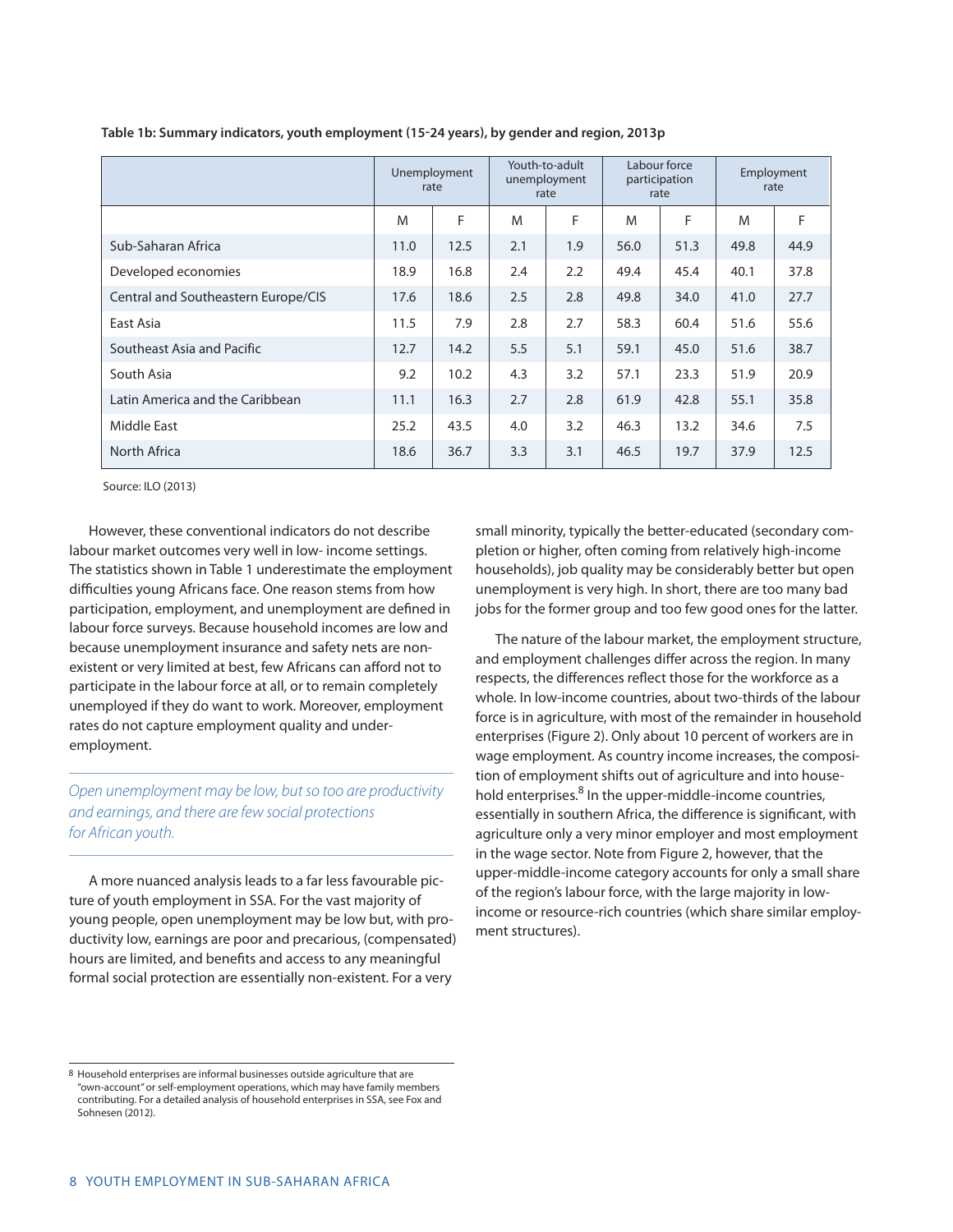**Table 1b: Summary indicators, youth employment (15-24 years), by gender and region, 2013p**

| | Unemployment rate | | Youth-to-adult unemployment rate | | Labour force participation rate | | Employment rate | |
|---|---|---|---|---|---|---|---|---|
| | M | F | M | F | M | F | M | F |
| Sub-Saharan Africa | 11.0 | 12.5 | 2.1 | 1.9 | 56.0 | 51.3 | 49.8 | 44.9 |
| Developed economies | 18.9 | 16.8 | 2.4 | 2.2 | 49.4 | 45.4 | 40.1 | 37.8 |
| Central and Southeastern Europe/CIS | 17.6 | 18.6 | 2.5 | 2.8 | 49.8 | 34.0 | 41.0 | 27.7 |
| East Asia | 11.5 | 7.9 | 2.8 | 2.7 | 58.3 | 60.4 | 51.6 | 55.6 |
| Southeast Asia and Pacific | 12.7 | 14.2 | 5.5 | 5.1 | 59.1 | 45.0 | 51.6 | 38.7 |
| South Asia | 9.2 | 10.2 | 4.3 | 3.2 | 57.1 | 23.3 | 51.9 | 20.9 |
| Latin America and the Caribbean | 11.1 | 16.3 | 2.7 | 2.8 | 61.9 | 42.8 | 55.1 | 35.8 |
| Middle East | 25.2 | 43.5 | 4.0 | 3.2 | 46.3 | 13.2 | 34.6 | 7.5 |
| North Africa | 18.6 | 36.7 | 3.3 | 3.1 | 46.5 | 19.7 | 37.9 | 12.5 |

Source: ILO (2013)

However, these conventional indicators do not describe labour market outcomes very well in low- income settings. The statistics shown in Table 1 underestimate the employment difficulties young Africans face. One reason stems from how participation, employment, and unemployment are defined in labour force surveys. Because household incomes are low and because unemployment insurance and safety nets are non-existent or very limited at best, few Africans can afford not to participate in the labour force at all, or to remain completely unemployed if they do want to work. Moreover, employment rates do not capture employment quality and under-employment.

*Open unemployment may be low, but so too are productivity and earnings, and there are few social protections for African youth.*

A more nuanced analysis leads to a far less favourable picture of youth employment in SSA. For the vast majority of young people, open unemployment may be low but, with productivity low, earnings are poor and precarious, (compensated) hours are limited, and benefits and access to any meaningful formal social protection are essentially non-existent. For a very small minority, typically the better-educated (secondary completion or higher, often coming from relatively high-income households), job quality may be considerably better but open unemployment is very high. In short, there are too many bad jobs for the former group and too few good ones for the latter.

The nature of the labour market, the employment structure, and employment challenges differ across the region. In many respects, the differences reflect those for the workforce as a whole. In low-income countries, about two-thirds of the labour force is in agriculture, with most of the remainder in household enterprises (Figure 2). Only about 10 percent of workers are in wage employment. As country income increases, the composition of employment shifts out of agriculture and into household enterprises.[8] In the upper-middle-income countries, essentially in southern Africa, the difference is significant, with agriculture only a very minor employer and most employment in the wage sector. Note from Figure 2, however, that the upper-middle-income category accounts for only a small share of the region's labour force, with the large majority in low-income or resource-rich countries (which share similar employment structures).

8 Household enterprises are informal businesses outside agriculture that are "own-account" or self-employment operations, which may have family members contributing. For a detailed analysis of household enterprises in SSA, see Fox and Sohnesen (2012).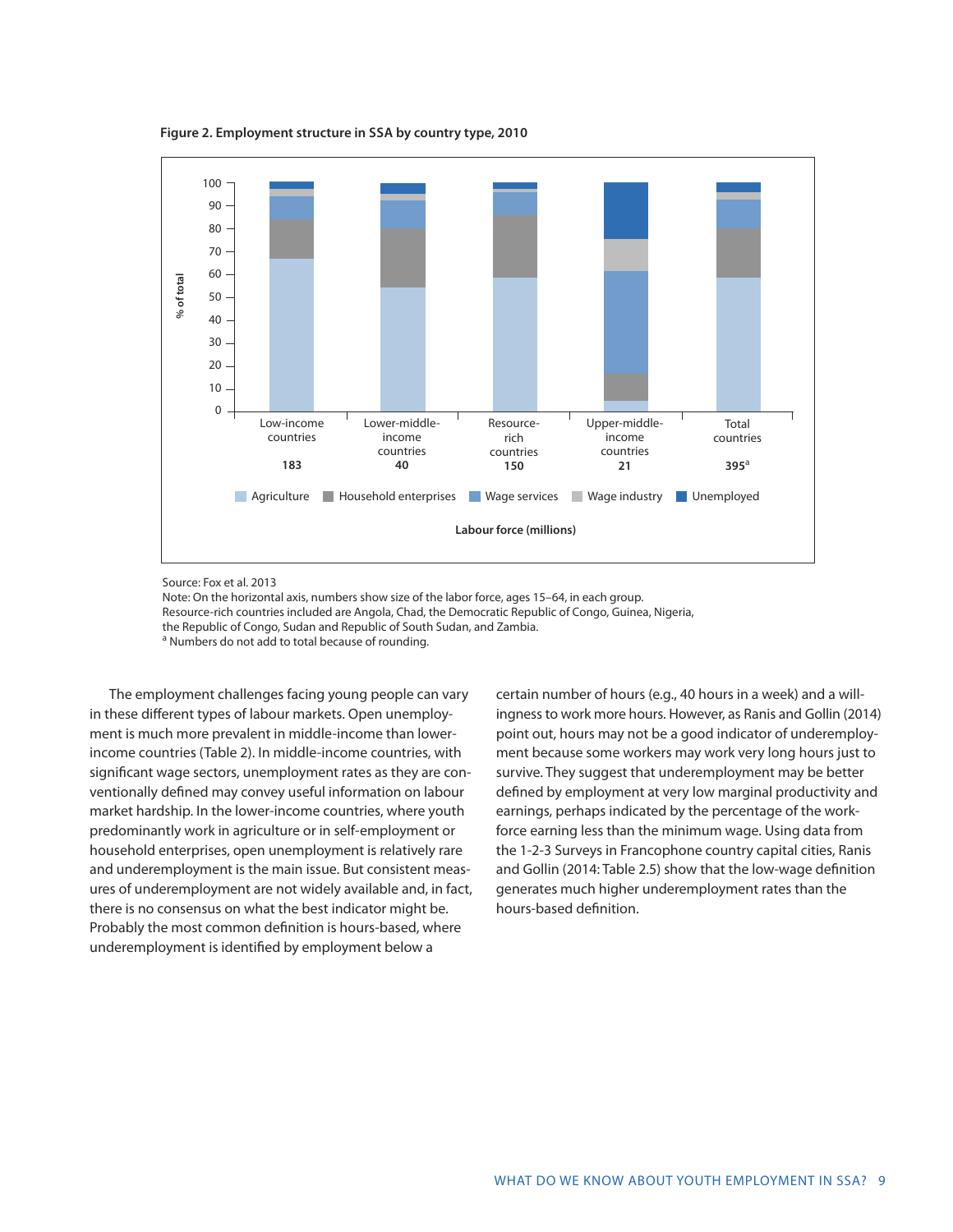**Figure 2. Employment structure in SSA by country type, 2010**

Source: Fox et al. 2013
Note: On the horizontal axis, numbers show size of the labor force, ages 15–64, in each group.
Resource-rich countries included are Angola, Chad, the Democratic Republic of Congo, Guinea, Nigeria, the Republic of Congo, Sudan and Republic of South Sudan, and Zambia.
[a] Numbers do not add to total because of rounding.

The employment challenges facing young people can vary in these different types of labour markets. Open unemployment is much more prevalent in middle-income than lower-income countries (Table 2). In middle-income countries, with significant wage sectors, unemployment rates as they are conventionally defined may convey useful information on labour market hardship. In the lower-income countries, where youth predominantly work in agriculture or in self-employment or household enterprises, open unemployment is relatively rare and underemployment is the main issue. But consistent measures of underemployment are not widely available and, in fact, there is no consensus on what the best indicator might be. Probably the most common definition is hours-based, where underemployment is identified by employment below a certain number of hours (e.g., 40 hours in a week) and a willingness to work more hours. However, as Ranis and Gollin (2014) point out, hours may not be a good indicator of underemployment because some workers may work very long hours just to survive. They suggest that underemployment may be better defined by employment at very low marginal productivity and earnings, perhaps indicated by the percentage of the workforce earning less than the minimum wage. Using data from the 1-2-3 Surveys in Francophone country capital cities, Ranis and Gollin (2014: Table 2.5) show that the low-wage definition generates much higher underemployment rates than the hours-based definition.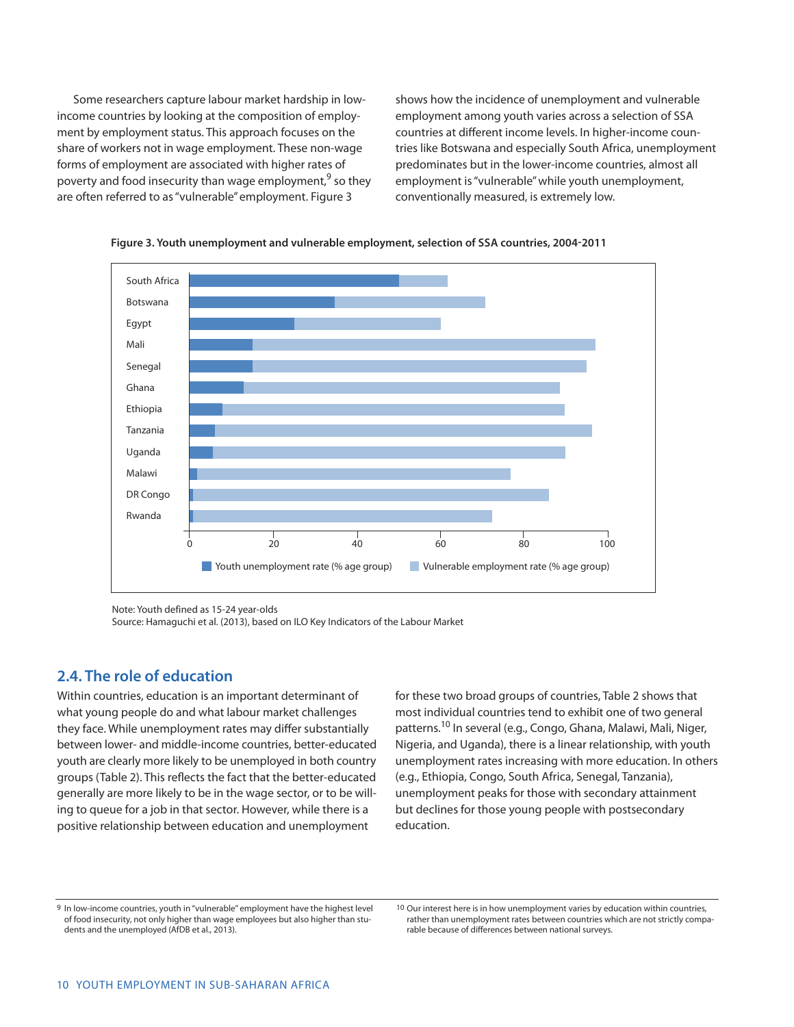Some researchers capture labour market hardship in low-income countries by looking at the composition of employment by employment status. This approach focuses on the share of workers not in wage employment. These non-wage forms of employment are associated with higher rates of poverty and food insecurity than wage employment,[9] so they are often referred to as "vulnerable" employment. Figure 3 shows how the incidence of unemployment and vulnerable employment among youth varies across a selection of SSA countries at different income levels. In higher-income countries like Botswana and especially South Africa, unemployment predominates but in the lower-income countries, almost all employment is "vulnerable" while youth unemployment, conventionally measured, is extremely low.

**Figure 3. Youth unemployment and vulnerable employment, selection of SSA countries, 2004-2011**

Note: Youth defined as 15-24 year-olds
Source: Hamaguchi et al. (2013), based on ILO Key Indicators of the Labour Market

## 2.4. The role of education

Within countries, education is an important determinant of what young people do and what labour market challenges they face. While unemployment rates may differ substantially between lower- and middle-income countries, better-educated youth are clearly more likely to be unemployed in both country groups (Table 2). This reflects the fact that the better-educated generally are more likely to be in the wage sector, or to be willing to queue for a job in that sector. However, while there is a positive relationship between education and unemployment for these two broad groups of countries, Table 2 shows that most individual countries tend to exhibit one of two general patterns.[10] In several (e.g., Congo, Ghana, Malawi, Mali, Niger, Nigeria, and Uganda), there is a linear relationship, with youth unemployment rates increasing with more education. In others (e.g., Ethiopia, Congo, South Africa, Senegal, Tanzania), unemployment peaks for those with secondary attainment but declines for those young people with postsecondary education.

[9] In low-income countries, youth in "vulnerable" employment have the highest level of food insecurity, not only higher than wage employees but also higher than students and the unemployed (AfDB et al., 2013).

[10] Our interest here is in how unemployment varies by education within countries, rather than unemployment rates between countries which are not strictly comparable because of differences between national surveys.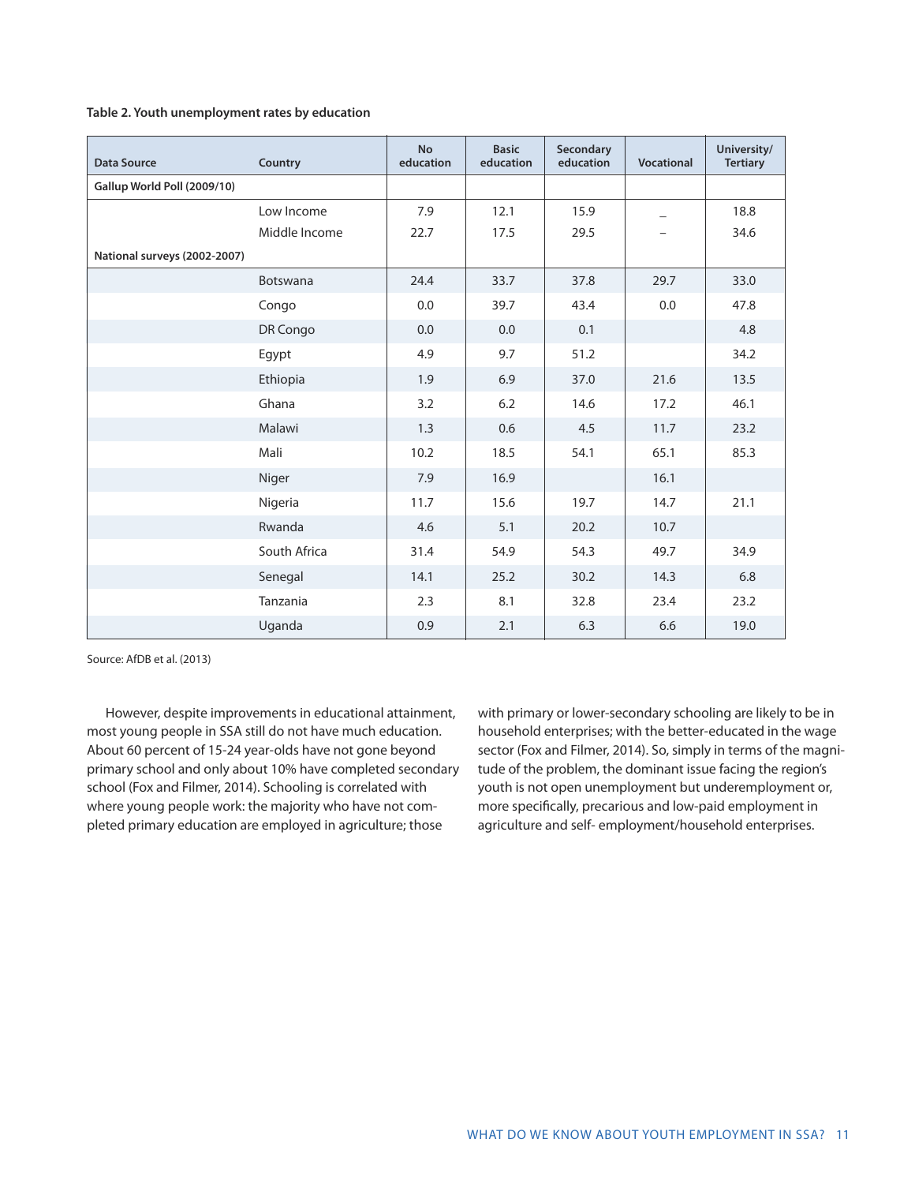**Table 2. Youth unemployment rates by education**

| Data Source | Country | No education | Basic education | Secondary education | Vocational | University/ Tertiary |
|---|---|---|---|---|---|---|
| **Gallup World Poll (2009/10)** | | | | | | |
| | Low Income | 7.9 | 12.1 | 15.9 | _ | 18.8 |
| | Middle Income | 22.7 | 17.5 | 29.5 | – | 34.6 |
| **National surveys (2002-2007)** | | | | | | |
| | Botswana | 24.4 | 33.7 | 37.8 | 29.7 | 33.0 |
| | Congo | 0.0 | 39.7 | 43.4 | 0.0 | 47.8 |
| | DR Congo | 0.0 | 0.0 | 0.1 | | 4.8 |
| | Egypt | 4.9 | 9.7 | 51.2 | | 34.2 |
| | Ethiopia | 1.9 | 6.9 | 37.0 | 21.6 | 13.5 |
| | Ghana | 3.2 | 6.2 | 14.6 | 17.2 | 46.1 |
| | Malawi | 1.3 | 0.6 | 4.5 | 11.7 | 23.2 |
| | Mali | 10.2 | 18.5 | 54.1 | 65.1 | 85.3 |
| | Niger | 7.9 | 16.9 | | 16.1 | |
| | Nigeria | 11.7 | 15.6 | 19.7 | 14.7 | 21.1 |
| | Rwanda | 4.6 | 5.1 | 20.2 | 10.7 | |
| | South Africa | 31.4 | 54.9 | 54.3 | 49.7 | 34.9 |
| | Senegal | 14.1 | 25.2 | 30.2 | 14.3 | 6.8 |
| | Tanzania | 2.3 | 8.1 | 32.8 | 23.4 | 23.2 |
| | Uganda | 0.9 | 2.1 | 6.3 | 6.6 | 19.0 |

Source: AfDB et al. (2013)

However, despite improvements in educational attainment, most young people in SSA still do not have much education. About 60 percent of 15-24 year-olds have not gone beyond primary school and only about 10% have completed secondary school (Fox and Filmer, 2014). Schooling is correlated with where young people work: the majority who have not completed primary education are employed in agriculture; those with primary or lower-secondary schooling are likely to be in household enterprises; with the better-educated in the wage sector (Fox and Filmer, 2014). So, simply in terms of the magnitude of the problem, the dominant issue facing the region's youth is not open unemployment but underemployment or, more specifically, precarious and low-paid employment in agriculture and self- employment/household enterprises.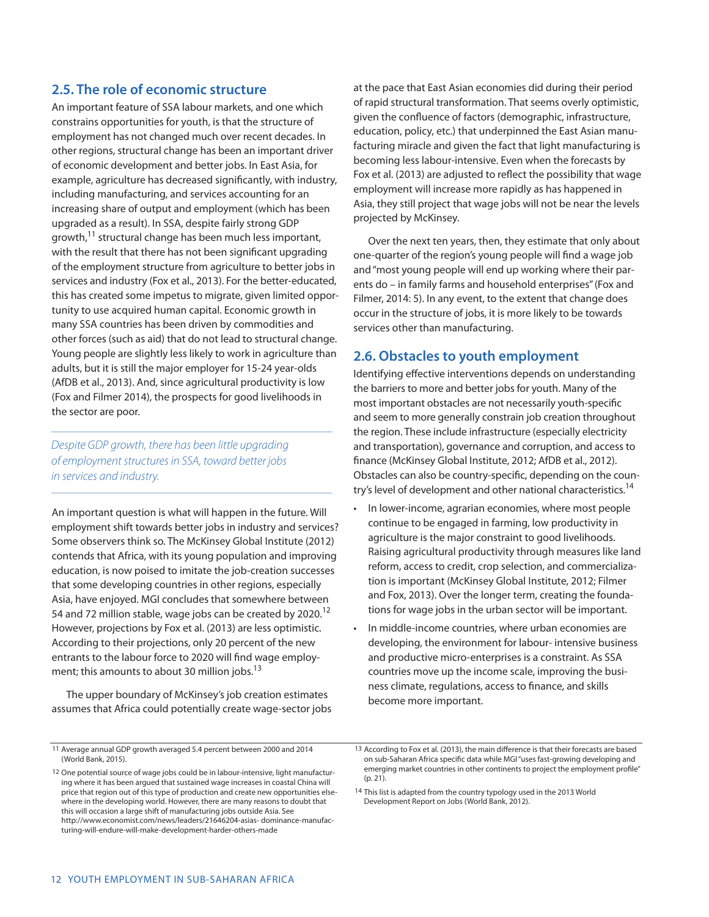## 2.5. The role of economic structure

An important feature of SSA labour markets, and one which constrains opportunities for youth, is that the structure of employment has not changed much over recent decades. In other regions, structural change has been an important driver of economic development and better jobs. In East Asia, for example, agriculture has decreased significantly, with industry, including manufacturing, and services accounting for an increasing share of output and employment (which has been upgraded as a result). In SSA, despite fairly strong GDP growth,[11] structural change has been much less important, with the result that there has not been significant upgrading of the employment structure from agriculture to better jobs in services and industry (Fox et al., 2013). For the better-educated, this has created some impetus to migrate, given limited opportunity to use acquired human capital. Economic growth in many SSA countries has been driven by commodities and other forces (such as aid) that do not lead to structural change. Young people are slightly less likely to work in agriculture than adults, but it is still the major employer for 15-24 year-olds (AfDB et al., 2013). And, since agricultural productivity is low (Fox and Filmer 2014), the prospects for good livelihoods in the sector are poor.

*Despite GDP growth, there has been little upgrading of employment structures in SSA, toward better jobs in services and industry.*

An important question is what will happen in the future. Will employment shift towards better jobs in industry and services? Some observers think so. The McKinsey Global Institute (2012) contends that Africa, with its young population and improving education, is now poised to imitate the job-creation successes that some developing countries in other regions, especially Asia, have enjoyed. MGI concludes that somewhere between 54 and 72 million stable, wage jobs can be created by 2020.[12] However, projections by Fox et al. (2013) are less optimistic. According to their projections, only 20 percent of the new entrants to the labour force to 2020 will find wage employment; this amounts to about 30 million jobs.[13]

The upper boundary of McKinsey's job creation estimates assumes that Africa could potentially create wage-sector jobs at the pace that East Asian economies did during their period of rapid structural transformation. That seems overly optimistic, given the confluence of factors (demographic, infrastructure, education, policy, etc.) that underpinned the East Asian manufacturing miracle and given the fact that light manufacturing is becoming less labour-intensive. Even when the forecasts by Fox et al. (2013) are adjusted to reflect the possibility that wage employment will increase more rapidly as has happened in Asia, they still project that wage jobs will not be near the levels projected by McKinsey.

Over the next ten years, then, they estimate that only about one-quarter of the region's young people will find a wage job and "most young people will end up working where their parents do – in family farms and household enterprises" (Fox and Filmer, 2014: 5). In any event, to the extent that change does occur in the structure of jobs, it is more likely to be towards services other than manufacturing.

## 2.6. Obstacles to youth employment

Identifying effective interventions depends on understanding the barriers to more and better jobs for youth. Many of the most important obstacles are not necessarily youth-specific and seem to more generally constrain job creation throughout the region. These include infrastructure (especially electricity and transportation), governance and corruption, and access to finance (McKinsey Global Institute, 2012; AfDB et al., 2012). Obstacles can also be country-specific, depending on the country's level of development and other national characteristics.[14]

- In lower-income, agrarian economies, where most people continue to be engaged in farming, low productivity in agriculture is the major constraint to good livelihoods. Raising agricultural productivity through measures like land reform, access to credit, crop selection, and commercialization is important (McKinsey Global Institute, 2012; Filmer and Fox, 2013). Over the longer term, creating the foundations for wage jobs in the urban sector will be important.
- In middle-income countries, where urban economies are developing, the environment for labour- intensive business and productive micro-enterprises is a constraint. As SSA countries move up the income scale, improving the business climate, regulations, access to finance, and skills become more important.

---

[11] Average annual GDP growth averaged 5.4 percent between 2000 and 2014 (World Bank, 2015).

[12] One potential source of wage jobs could be in labour-intensive, light manufacturing where it has been argued that sustained wage increases in coastal China will price that region out of this type of production and create new opportunities elsewhere in the developing world. However, there are many reasons to doubt that this will occasion a large shift of manufacturing jobs outside Asia. See http://www.economist.com/news/leaders/21646204-asias- dominance-manufacturing-will-endure-will-make-development-harder-others-made

[13] According to Fox et al. (2013), the main difference is that their forecasts are based on sub-Saharan Africa specific data while MGI "uses fast-growing developing and emerging market countries in other continents to project the employment profile" (p. 21).

[14] This list is adapted from the country typology used in the 2013 World Development Report on Jobs (World Bank, 2012).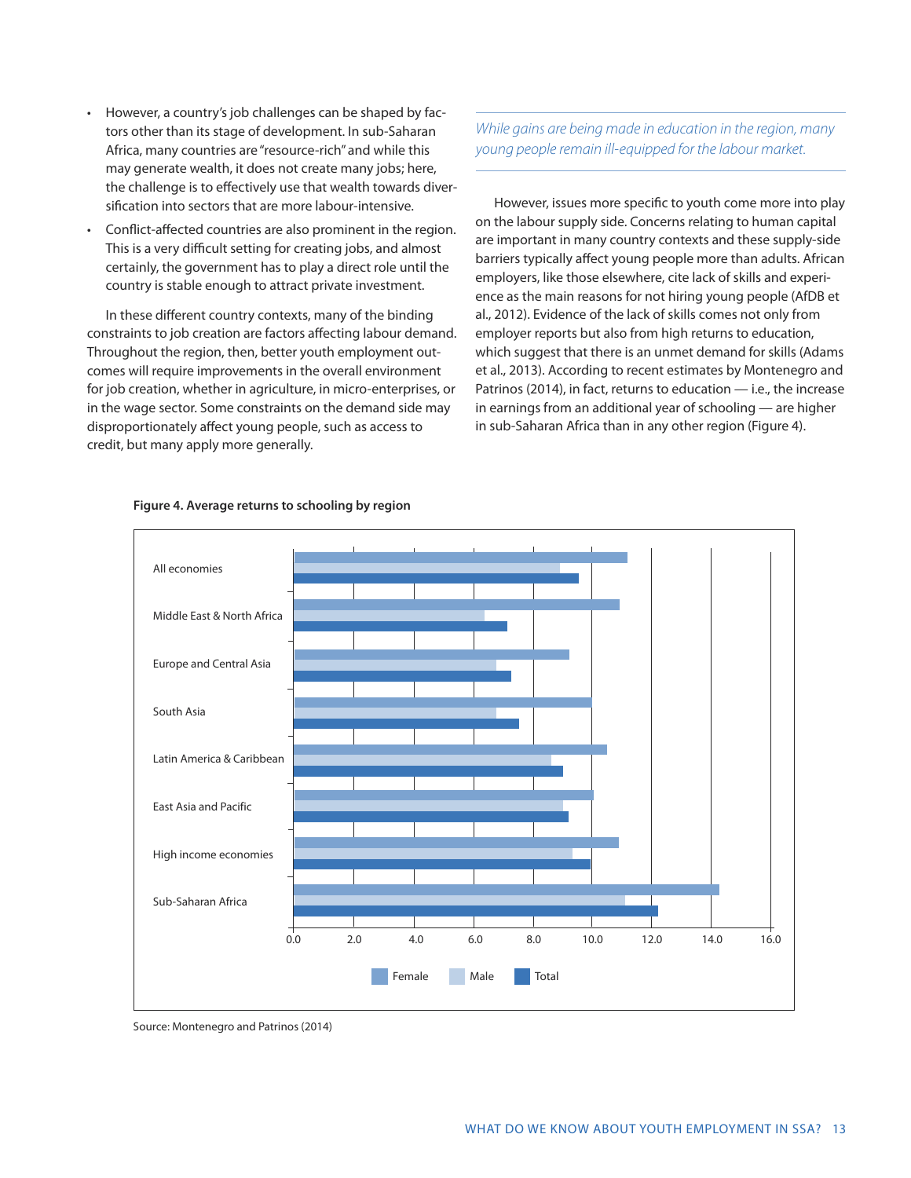- However, a country's job challenges can be shaped by factors other than its stage of development. In sub-Saharan Africa, many countries are "resource-rich" and while this may generate wealth, it does not create many jobs; here, the challenge is to effectively use that wealth towards diversification into sectors that are more labour-intensive.
- Conflict-affected countries are also prominent in the region. This is a very difficult setting for creating jobs, and almost certainly, the government has to play a direct role until the country is stable enough to attract private investment.

In these different country contexts, many of the binding constraints to job creation are factors affecting labour demand. Throughout the region, then, better youth employment outcomes will require improvements in the overall environment for job creation, whether in agriculture, in micro-enterprises, or in the wage sector. Some constraints on the demand side may disproportionately affect young people, such as access to credit, but many apply more generally.

*While gains are being made in education in the region, many young people remain ill-equipped for the labour market.*

However, issues more specific to youth come more into play on the labour supply side. Concerns relating to human capital are important in many country contexts and these supply-side barriers typically affect young people more than adults. African employers, like those elsewhere, cite lack of skills and experience as the main reasons for not hiring young people (AfDB et al., 2012). Evidence of the lack of skills comes not only from employer reports but also from high returns to education, which suggest that there is an unmet demand for skills (Adams et al., 2013). According to recent estimates by Montenegro and Patrinos (2014), in fact, returns to education — i.e., the increase in earnings from an additional year of schooling — are higher in sub-Saharan Africa than in any other region (Figure 4).

**Figure 4. Average returns to schooling by region**

| Region | Female | Male | Total |
|---|---|---|---|
| All economies | 11.2 | 8.9 | 9.6 |
| Middle East & North Africa | 10.9 | 6.4 | 7.1 |
| Europe and Central Asia | 9.2 | 6.8 | 7.3 |
| South Asia | 10.0 | 6.8 | 7.5 |
| Latin America & Caribbean | 10.5 | 8.6 | 9.0 |
| East Asia and Pacific | 10.1 | 9.0 | 9.2 |
| High income economies | 10.9 | 9.3 | 10.0 |
| Sub-Saharan Africa | 14.3 | 11.1 | 12.2 |

Source: Montenegro and Patrinos (2014)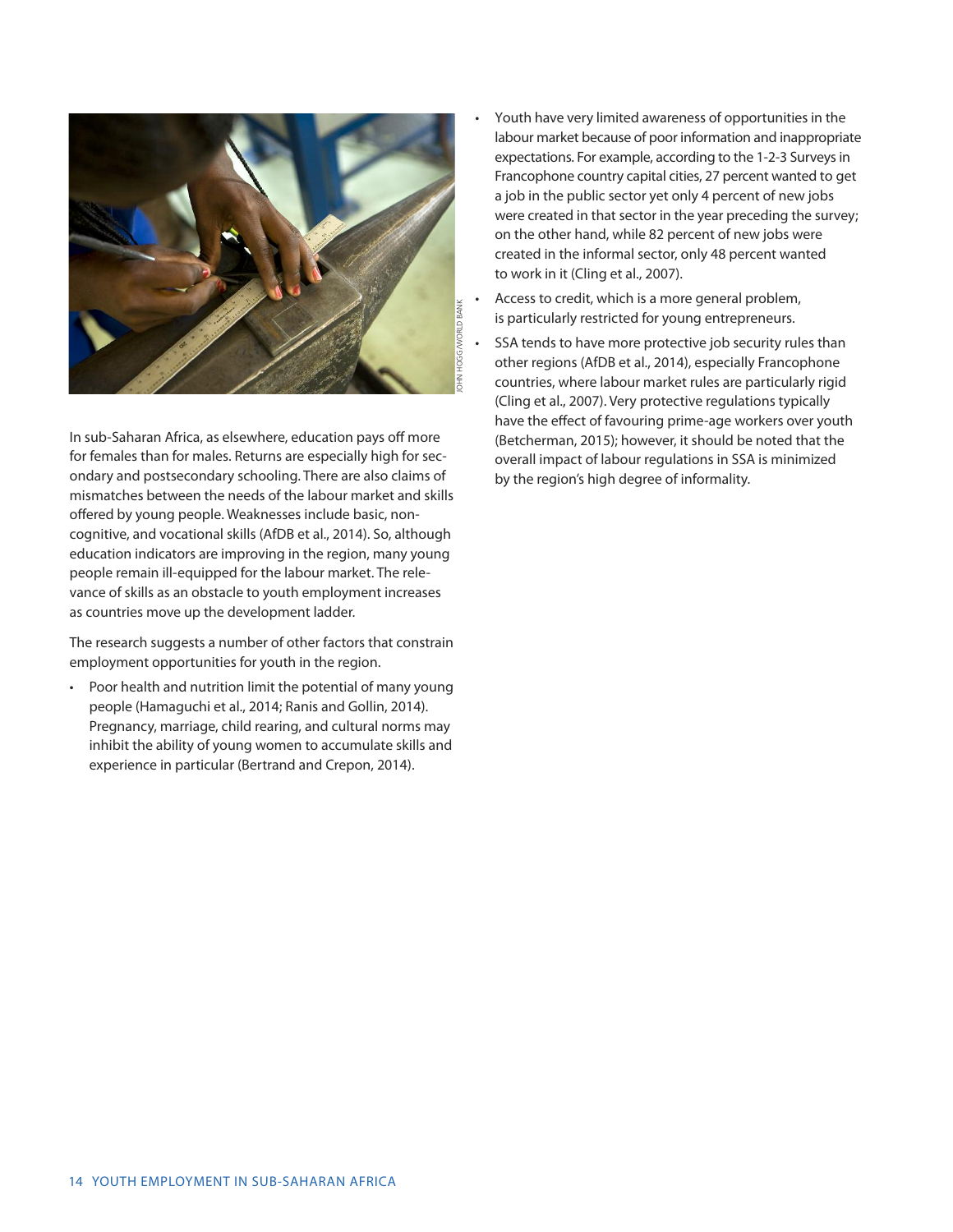In sub-Saharan Africa, as elsewhere, education pays off more for females than for males. Returns are especially high for secondary and postsecondary schooling. There are also claims of mismatches between the needs of the labour market and skills offered by young people. Weaknesses include basic, non-cognitive, and vocational skills (AfDB et al., 2014). So, although education indicators are improving in the region, many young people remain ill-equipped for the labour market. The relevance of skills as an obstacle to youth employment increases as countries move up the development ladder.

The research suggests a number of other factors that constrain employment opportunities for youth in the region.

- Poor health and nutrition limit the potential of many young people (Hamaguchi et al., 2014; Ranis and Gollin, 2014). Pregnancy, marriage, child rearing, and cultural norms may inhibit the ability of young women to accumulate skills and experience in particular (Bertrand and Crepon, 2014).
- Youth have very limited awareness of opportunities in the labour market because of poor information and inappropriate expectations. For example, according to the 1-2-3 Surveys in Francophone country capital cities, 27 percent wanted to get a job in the public sector yet only 4 percent of new jobs were created in that sector in the year preceding the survey; on the other hand, while 82 percent of new jobs were created in the informal sector, only 48 percent wanted to work in it (Cling et al., 2007).
- Access to credit, which is a more general problem, is particularly restricted for young entrepreneurs.
- SSA tends to have more protective job security rules than other regions (AfDB et al., 2014), especially Francophone countries, where labour market rules are particularly rigid (Cling et al., 2007). Very protective regulations typically have the effect of favouring prime-age workers over youth (Betcherman, 2015); however, it should be noted that the overall impact of labour regulations in SSA is minimized by the region's high degree of informality.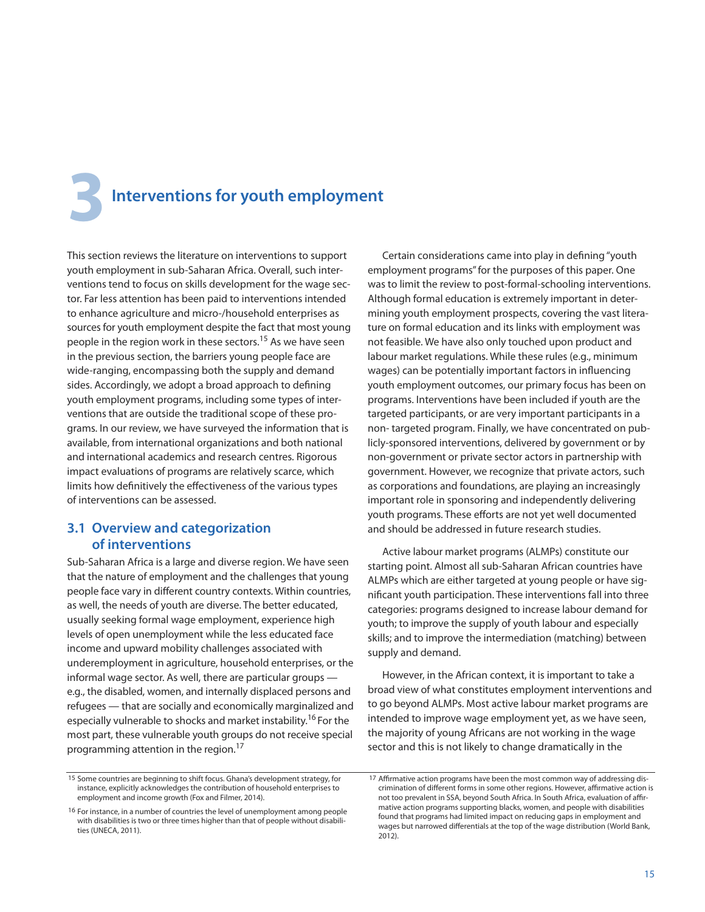# 3 Interventions for youth employment

This section reviews the literature on interventions to support youth employment in sub-Saharan Africa. Overall, such interventions tend to focus on skills development for the wage sector. Far less attention has been paid to interventions intended to enhance agriculture and micro-/household enterprises as sources for youth employment despite the fact that most young people in the region work in these sectors.[15] As we have seen in the previous section, the barriers young people face are wide-ranging, encompassing both the supply and demand sides. Accordingly, we adopt a broad approach to defining youth employment programs, including some types of interventions that are outside the traditional scope of these programs. In our review, we have surveyed the information that is available, from international organizations and both national and international academics and research centres. Rigorous impact evaluations of programs are relatively scarce, which limits how definitively the effectiveness of the various types of interventions can be assessed.

## 3.1 Overview and categorization of interventions

Sub-Saharan Africa is a large and diverse region. We have seen that the nature of employment and the challenges that young people face vary in different country contexts. Within countries, as well, the needs of youth are diverse. The better educated, usually seeking formal wage employment, experience high levels of open unemployment while the less educated face income and upward mobility challenges associated with underemployment in agriculture, household enterprises, or the informal wage sector. As well, there are particular groups — e.g., the disabled, women, and internally displaced persons and refugees — that are socially and economically marginalized and especially vulnerable to shocks and market instability.[16] For the most part, these vulnerable youth groups do not receive special programming attention in the region.[17]

Certain considerations came into play in defining "youth employment programs" for the purposes of this paper. One was to limit the review to post-formal-schooling interventions. Although formal education is extremely important in determining youth employment prospects, covering the vast literature on formal education and its links with employment was not feasible. We have also only touched upon product and labour market regulations. While these rules (e.g., minimum wages) can be potentially important factors in influencing youth employment outcomes, our primary focus has been on programs. Interventions have been included if youth are the targeted participants, or are very important participants in a non- targeted program. Finally, we have concentrated on publicly-sponsored interventions, delivered by government or by non-government or private sector actors in partnership with government. However, we recognize that private actors, such as corporations and foundations, are playing an increasingly important role in sponsoring and independently delivering youth programs. These efforts are not yet well documented and should be addressed in future research studies.

Active labour market programs (ALMPs) constitute our starting point. Almost all sub-Saharan African countries have ALMPs which are either targeted at young people or have significant youth participation. These interventions fall into three categories: programs designed to increase labour demand for youth; to improve the supply of youth labour and especially skills; and to improve the intermediation (matching) between supply and demand.

However, in the African context, it is important to take a broad view of what constitutes employment interventions and to go beyond ALMPs. Most active labour market programs are intended to improve wage employment yet, as we have seen, the majority of young Africans are not working in the wage sector and this is not likely to change dramatically in the

---

[15] Some countries are beginning to shift focus. Ghana's development strategy, for instance, explicitly acknowledges the contribution of household enterprises to employment and income growth (Fox and Filmer, 2014).

[16] For instance, in a number of countries the level of unemployment among people with disabilities is two or three times higher than that of people without disabilities (UNECA, 2011).

[17] Affirmative action programs have been the most common way of addressing discrimination of different forms in some other regions. However, affirmative action is not too prevalent in SSA, beyond South Africa. In South Africa, evaluation of affirmative action programs supporting blacks, women, and people with disabilities found that programs had limited impact on reducing gaps in employment and wages but narrowed differentials at the top of the wage distribution (World Bank, 2012).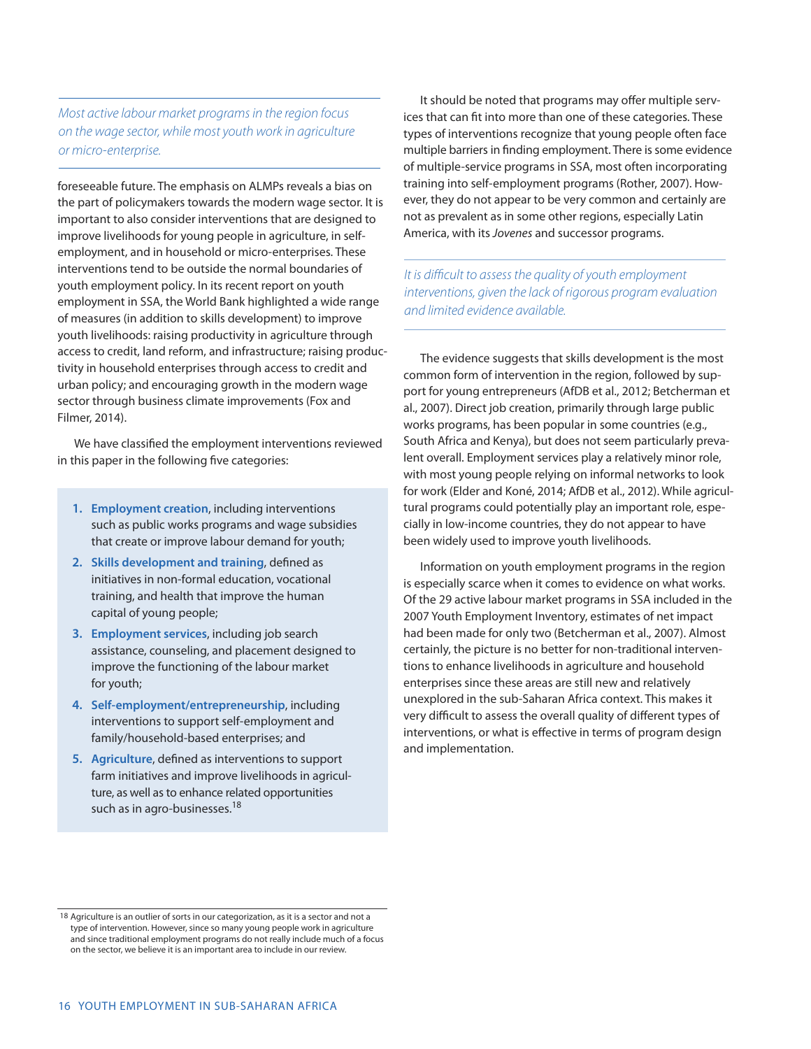*Most active labour market programs in the region focus on the wage sector, while most youth work in agriculture or micro-enterprise.*

foreseeable future. The emphasis on ALMPs reveals a bias on the part of policymakers towards the modern wage sector. It is important to also consider interventions that are designed to improve livelihoods for young people in agriculture, in self-employment, and in household or micro-enterprises. These interventions tend to be outside the normal boundaries of youth employment policy. In its recent report on youth employment in SSA, the World Bank highlighted a wide range of measures (in addition to skills development) to improve youth livelihoods: raising productivity in agriculture through access to credit, land reform, and infrastructure; raising productivity in household enterprises through access to credit and urban policy; and encouraging growth in the modern wage sector through business climate improvements (Fox and Filmer, 2014).

We have classified the employment interventions reviewed in this paper in the following five categories:

1. **Employment creation**, including interventions such as public works programs and wage subsidies that create or improve labour demand for youth;
2. **Skills development and training**, defined as initiatives in non-formal education, vocational training, and health that improve the human capital of young people;
3. **Employment services**, including job search assistance, counseling, and placement designed to improve the functioning of the labour market for youth;
4. **Self-employment/entrepreneurship**, including interventions to support self-employment and family/household-based enterprises; and
5. **Agriculture**, defined as interventions to support farm initiatives and improve livelihoods in agriculture, as well as to enhance related opportunities such as in agro-businesses.[18]

It should be noted that programs may offer multiple services that can fit into more than one of these categories. These types of interventions recognize that young people often face multiple barriers in finding employment. There is some evidence of multiple-service programs in SSA, most often incorporating training into self-employment programs (Rother, 2007). However, they do not appear to be very common and certainly are not as prevalent as in some other regions, especially Latin America, with its *Jovenes* and successor programs.

*It is difficult to assess the quality of youth employment interventions, given the lack of rigorous program evaluation and limited evidence available.*

The evidence suggests that skills development is the most common form of intervention in the region, followed by support for young entrepreneurs (AfDB et al., 2012; Betcherman et al., 2007). Direct job creation, primarily through large public works programs, has been popular in some countries (e.g., South Africa and Kenya), but does not seem particularly prevalent overall. Employment services play a relatively minor role, with most young people relying on informal networks to look for work (Elder and Koné, 2014; AfDB et al., 2012). While agricultural programs could potentially play an important role, especially in low-income countries, they do not appear to have been widely used to improve youth livelihoods.

Information on youth employment programs in the region is especially scarce when it comes to evidence on what works. Of the 29 active labour market programs in SSA included in the 2007 Youth Employment Inventory, estimates of net impact had been made for only two (Betcherman et al., 2007). Almost certainly, the picture is no better for non-traditional interventions to enhance livelihoods in agriculture and household enterprises since these areas are still new and relatively unexplored in the sub-Saharan Africa context. This makes it very difficult to assess the overall quality of different types of interventions, or what is effective in terms of program design and implementation.

---

18 Agriculture is an outlier of sorts in our categorization, as it is a sector and not a type of intervention. However, since so many young people work in agriculture and since traditional employment programs do not really include much of a focus on the sector, we believe it is an important area to include in our review.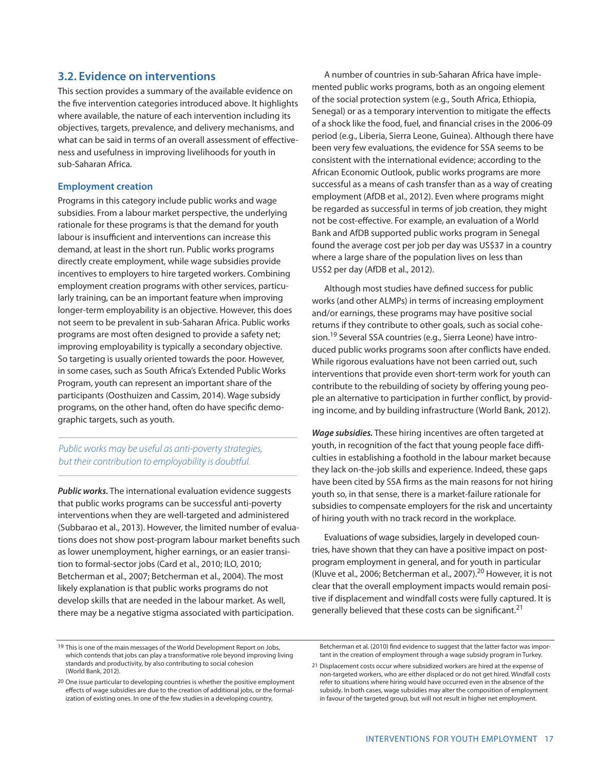## 3.2. Evidence on interventions

This section provides a summary of the available evidence on the five intervention categories introduced above. It highlights where available, the nature of each intervention including its objectives, targets, prevalence, and delivery mechanisms, and what can be said in terms of an overall assessment of effectiveness and usefulness in improving livelihoods for youth in sub-Saharan Africa.

### Employment creation

Programs in this category include public works and wage subsidies. From a labour market perspective, the underlying rationale for these programs is that the demand for youth labour is insufficient and interventions can increase this demand, at least in the short run. Public works programs directly create employment, while wage subsidies provide incentives to employers to hire targeted workers. Combining employment creation programs with other services, particularly training, can be an important feature when improving longer-term employability is an objective. However, this does not seem to be prevalent in sub-Saharan Africa. Public works programs are most often designed to provide a safety net; improving employability is typically a secondary objective. So targeting is usually oriented towards the poor. However, in some cases, such as South Africa's Extended Public Works Program, youth can represent an important share of the participants (Oosthuizen and Cassim, 2014). Wage subsidy programs, on the other hand, often do have specific demographic targets, such as youth.

*Public works may be useful as anti-poverty strategies, but their contribution to employability is doubtful.*

***Public works.*** The international evaluation evidence suggests that public works programs can be successful anti-poverty interventions when they are well-targeted and administered (Subbarao et al., 2013). However, the limited number of evaluations does not show post-program labour market benefits such as lower unemployment, higher earnings, or an easier transition to formal-sector jobs (Card et al., 2010; ILO, 2010; Betcherman et al., 2007; Betcherman et al., 2004). The most likely explanation is that public works programs do not develop skills that are needed in the labour market. As well, there may be a negative stigma associated with participation.

A number of countries in sub-Saharan Africa have implemented public works programs, both as an ongoing element of the social protection system (e.g., South Africa, Ethiopia, Senegal) or as a temporary intervention to mitigate the effects of a shock like the food, fuel, and financial crises in the 2006-09 period (e.g., Liberia, Sierra Leone, Guinea). Although there have been very few evaluations, the evidence for SSA seems to be consistent with the international evidence; according to the African Economic Outlook, public works programs are more successful as a means of cash transfer than as a way of creating employment (AfDB et al., 2012). Even where programs might be regarded as successful in terms of job creation, they might not be cost-effective. For example, an evaluation of a World Bank and AfDB supported public works program in Senegal found the average cost per job per day was US$37 in a country where a large share of the population lives on less than US$2 per day (AfDB et al., 2012).

Although most studies have defined success for public works (and other ALMPs) in terms of increasing employment and/or earnings, these programs may have positive social returns if they contribute to other goals, such as social cohesion.[19] Several SSA countries (e.g., Sierra Leone) have introduced public works programs soon after conflicts have ended. While rigorous evaluations have not been carried out, such interventions that provide even short-term work for youth can contribute to the rebuilding of society by offering young people an alternative to participation in further conflict, by providing income, and by building infrastructure (World Bank, 2012).

***Wage subsidies.*** These hiring incentives are often targeted at youth, in recognition of the fact that young people face difficulties in establishing a foothold in the labour market because they lack on-the-job skills and experience. Indeed, these gaps have been cited by SSA firms as the main reasons for not hiring youth so, in that sense, there is a market-failure rationale for subsidies to compensate employers for the risk and uncertainty of hiring youth with no track record in the workplace.

Evaluations of wage subsidies, largely in developed countries, have shown that they can have a positive impact on post-program employment in general, and for youth in particular (Kluve et al., 2006; Betcherman et al., 2007).[20] However, it is not clear that the overall employment impacts would remain positive if displacement and windfall costs were fully captured. It is generally believed that these costs can be significant.[21]

---

[19] This is one of the main messages of the World Development Report on Jobs, which contends that jobs can play a transformative role beyond improving living standards and productivity, by also contributing to social cohesion (World Bank, 2012).

[20] One issue particular to developing countries is whether the positive employment effects of wage subsidies are due to the creation of additional jobs, or the formalization of existing ones. In one of the few studies in a developing country, Betcherman et al. (2010) find evidence to suggest that the latter factor was important in the creation of employment through a wage subsidy program in Turkey.

[21] Displacement costs occur where subsidized workers are hired at the expense of non-targeted workers, who are either displaced or do not get hired. Windfall costs refer to situations where hiring would have occurred even in the absence of the subsidy. In both cases, wage subsidies may alter the composition of employment in favour of the targeted group, but will not result in higher net employment.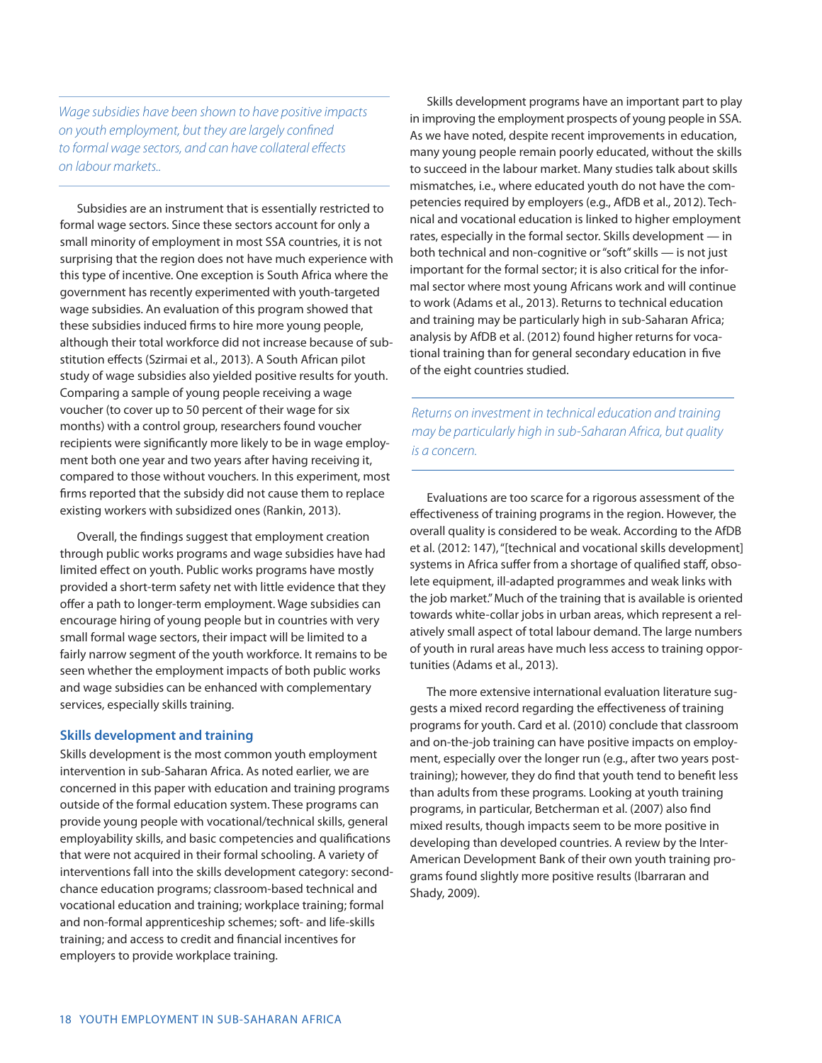*Wage subsidies have been shown to have positive impacts on youth employment, but they are largely confined to formal wage sectors, and can have collateral effects on labour markets..*

Subsidies are an instrument that is essentially restricted to formal wage sectors. Since these sectors account for only a small minority of employment in most SSA countries, it is not surprising that the region does not have much experience with this type of incentive. One exception is South Africa where the government has recently experimented with youth-targeted wage subsidies. An evaluation of this program showed that these subsidies induced firms to hire more young people, although their total workforce did not increase because of substitution effects (Szirmai et al., 2013). A South African pilot study of wage subsidies also yielded positive results for youth. Comparing a sample of young people receiving a wage voucher (to cover up to 50 percent of their wage for six months) with a control group, researchers found voucher recipients were significantly more likely to be in wage employment both one year and two years after having receiving it, compared to those without vouchers. In this experiment, most firms reported that the subsidy did not cause them to replace existing workers with subsidized ones (Rankin, 2013).

Overall, the findings suggest that employment creation through public works programs and wage subsidies have had limited effect on youth. Public works programs have mostly provided a short-term safety net with little evidence that they offer a path to longer-term employment. Wage subsidies can encourage hiring of young people but in countries with very small formal wage sectors, their impact will be limited to a fairly narrow segment of the youth workforce. It remains to be seen whether the employment impacts of both public works and wage subsidies can be enhanced with complementary services, especially skills training.

### Skills development and training

Skills development is the most common youth employment intervention in sub-Saharan Africa. As noted earlier, we are concerned in this paper with education and training programs outside of the formal education system. These programs can provide young people with vocational/technical skills, general employability skills, and basic competencies and qualifications that were not acquired in their formal schooling. A variety of interventions fall into the skills development category: second-chance education programs; classroom-based technical and vocational education and training; workplace training; formal and non-formal apprenticeship schemes; soft- and life-skills training; and access to credit and financial incentives for employers to provide workplace training.

Skills development programs have an important part to play in improving the employment prospects of young people in SSA. As we have noted, despite recent improvements in education, many young people remain poorly educated, without the skills to succeed in the labour market. Many studies talk about skills mismatches, i.e., where educated youth do not have the competencies required by employers (e.g., AfDB et al., 2012). Technical and vocational education is linked to higher employment rates, especially in the formal sector. Skills development — in both technical and non-cognitive or "soft" skills — is not just important for the formal sector; it is also critical for the informal sector where most young Africans work and will continue to work (Adams et al., 2013). Returns to technical education and training may be particularly high in sub-Saharan Africa; analysis by AfDB et al. (2012) found higher returns for vocational training than for general secondary education in five of the eight countries studied.

*Returns on investment in technical education and training may be particularly high in sub-Saharan Africa, but quality is a concern.*

Evaluations are too scarce for a rigorous assessment of the effectiveness of training programs in the region. However, the overall quality is considered to be weak. According to the AfDB et al. (2012: 147), "[technical and vocational skills development] systems in Africa suffer from a shortage of qualified staff, obsolete equipment, ill-adapted programmes and weak links with the job market." Much of the training that is available is oriented towards white-collar jobs in urban areas, which represent a relatively small aspect of total labour demand. The large numbers of youth in rural areas have much less access to training opportunities (Adams et al., 2013).

The more extensive international evaluation literature suggests a mixed record regarding the effectiveness of training programs for youth. Card et al. (2010) conclude that classroom and on-the-job training can have positive impacts on employment, especially over the longer run (e.g., after two years post-training); however, they do find that youth tend to benefit less than adults from these programs. Looking at youth training programs, in particular, Betcherman et al. (2007) also find mixed results, though impacts seem to be more positive in developing than developed countries. A review by the Inter-American Development Bank of their own youth training programs found slightly more positive results (Ibarraran and Shady, 2009).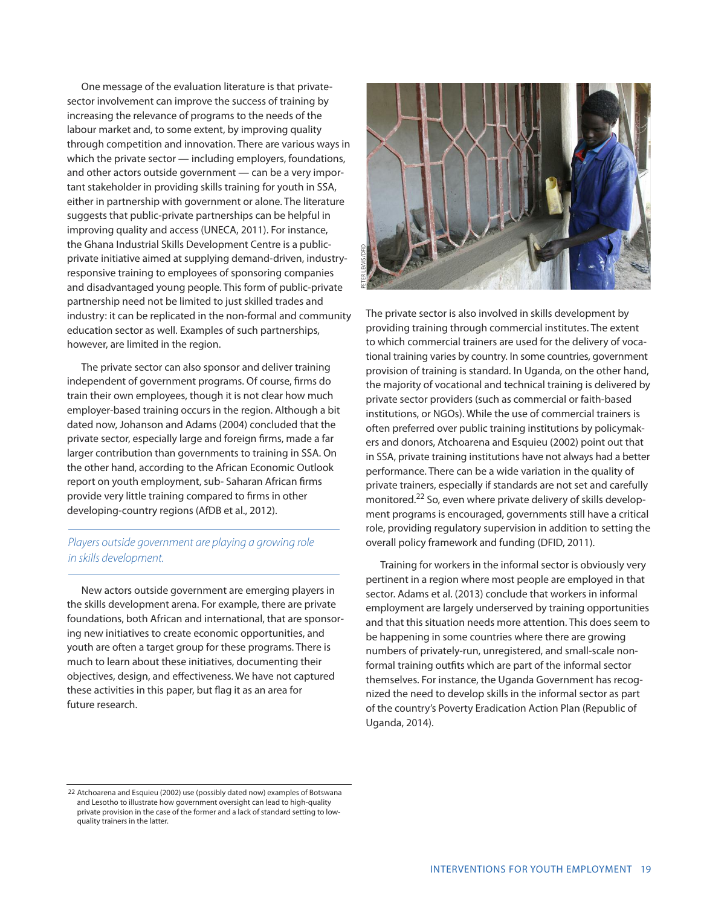One message of the evaluation literature is that private-sector involvement can improve the success of training by increasing the relevance of programs to the needs of the labour market and, to some extent, by improving quality through competition and innovation. There are various ways in which the private sector — including employers, foundations, and other actors outside government — can be a very important stakeholder in providing skills training for youth in SSA, either in partnership with government or alone. The literature suggests that public-private partnerships can be helpful in improving quality and access (UNECA, 2011). For instance, the Ghana Industrial Skills Development Centre is a public-private initiative aimed at supplying demand-driven, industry-responsive training to employees of sponsoring companies and disadvantaged young people. This form of public-private partnership need not be limited to just skilled trades and industry: it can be replicated in the non-formal and community education sector as well. Examples of such partnerships, however, are limited in the region.

The private sector can also sponsor and deliver training independent of government programs. Of course, firms do train their own employees, though it is not clear how much employer-based training occurs in the region. Although a bit dated now, Johanson and Adams (2004) concluded that the private sector, especially large and foreign firms, made a far larger contribution than governments to training in SSA. On the other hand, according to the African Economic Outlook report on youth employment, sub- Saharan African firms provide very little training compared to firms in other developing-country regions (AfDB et al., 2012).

*Players outside government are playing a growing role in skills development.*

New actors outside government are emerging players in the skills development arena. For example, there are private foundations, both African and international, that are sponsoring new initiatives to create economic opportunities, and youth are often a target group for these programs. There is much to learn about these initiatives, documenting their objectives, design, and effectiveness. We have not captured these activities in this paper, but flag it as an area for future research.

PETER LEWIS/DFID

The private sector is also involved in skills development by providing training through commercial institutes. The extent to which commercial trainers are used for the delivery of vocational training varies by country. In some countries, government provision of training is standard. In Uganda, on the other hand, the majority of vocational and technical training is delivered by private sector providers (such as commercial or faith-based institutions, or NGOs). While the use of commercial trainers is often preferred over public training institutions by policymakers and donors, Atchoarena and Esquieu (2002) point out that in SSA, private training institutions have not always had a better performance. There can be a wide variation in the quality of private trainers, especially if standards are not set and carefully monitored.[22] So, even where private delivery of skills development programs is encouraged, governments still have a critical role, providing regulatory supervision in addition to setting the overall policy framework and funding (DFID, 2011).

Training for workers in the informal sector is obviously very pertinent in a region where most people are employed in that sector. Adams et al. (2013) conclude that workers in informal employment are largely underserved by training opportunities and that this situation needs more attention. This does seem to be happening in some countries where there are growing numbers of privately-run, unregistered, and small-scale non-formal training outfits which are part of the informal sector themselves. For instance, the Uganda Government has recognized the need to develop skills in the informal sector as part of the country's Poverty Eradication Action Plan (Republic of Uganda, 2014).

---

22 Atchoarena and Esquieu (2002) use (possibly dated now) examples of Botswana and Lesotho to illustrate how government oversight can lead to high-quality private provision in the case of the former and a lack of standard setting to low-quality trainers in the latter.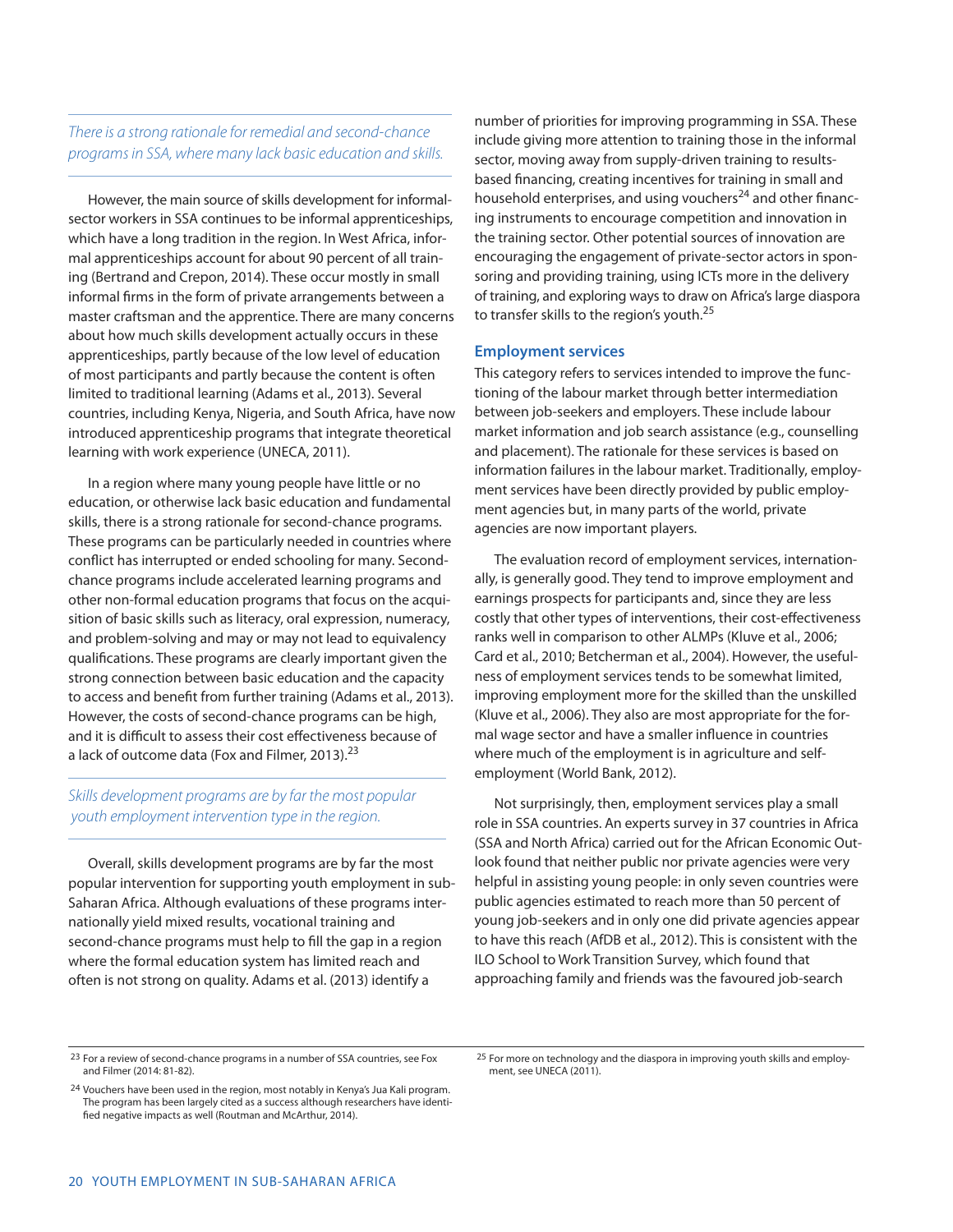*There is a strong rationale for remedial and second-chance programs in SSA, where many lack basic education and skills.*

However, the main source of skills development for informal-sector workers in SSA continues to be informal apprenticeships, which have a long tradition in the region. In West Africa, informal apprenticeships account for about 90 percent of all training (Bertrand and Crepon, 2014). These occur mostly in small informal firms in the form of private arrangements between a master craftsman and the apprentice. There are many concerns about how much skills development actually occurs in these apprenticeships, partly because of the low level of education of most participants and partly because the content is often limited to traditional learning (Adams et al., 2013). Several countries, including Kenya, Nigeria, and South Africa, have now introduced apprenticeship programs that integrate theoretical learning with work experience (UNECA, 2011).

In a region where many young people have little or no education, or otherwise lack basic education and fundamental skills, there is a strong rationale for second-chance programs. These programs can be particularly needed in countries where conflict has interrupted or ended schooling for many. Second-chance programs include accelerated learning programs and other non-formal education programs that focus on the acquisition of basic skills such as literacy, oral expression, numeracy, and problem-solving and may or may not lead to equivalency qualifications. These programs are clearly important given the strong connection between basic education and the capacity to access and benefit from further training (Adams et al., 2013). However, the costs of second-chance programs can be high, and it is difficult to assess their cost effectiveness because of a lack of outcome data (Fox and Filmer, 2013).[23]

*Skills development programs are by far the most popular youth employment intervention type in the region.*

Overall, skills development programs are by far the most popular intervention for supporting youth employment in sub-Saharan Africa. Although evaluations of these programs internationally yield mixed results, vocational training and second-chance programs must help to fill the gap in a region where the formal education system has limited reach and often is not strong on quality. Adams et al. (2013) identify a number of priorities for improving programming in SSA. These include giving more attention to training those in the informal sector, moving away from supply-driven training to results-based financing, creating incentives for training in small and household enterprises, and using vouchers[24] and other financing instruments to encourage competition and innovation in the training sector. Other potential sources of innovation are encouraging the engagement of private-sector actors in sponsoring and providing training, using ICTs more in the delivery of training, and exploring ways to draw on Africa's large diaspora to transfer skills to the region's youth.[25]

### Employment services

This category refers to services intended to improve the functioning of the labour market through better intermediation between job-seekers and employers. These include labour market information and job search assistance (e.g., counselling and placement). The rationale for these services is based on information failures in the labour market. Traditionally, employment services have been directly provided by public employment agencies but, in many parts of the world, private agencies are now important players.

The evaluation record of employment services, internationally, is generally good. They tend to improve employment and earnings prospects for participants and, since they are less costly that other types of interventions, their cost-effectiveness ranks well in comparison to other ALMPs (Kluve et al., 2006; Card et al., 2010; Betcherman et al., 2004). However, the usefulness of employment services tends to be somewhat limited, improving employment more for the skilled than the unskilled (Kluve et al., 2006). They also are most appropriate for the formal wage sector and have a smaller influence in countries where much of the employment is in agriculture and self-employment (World Bank, 2012).

Not surprisingly, then, employment services play a small role in SSA countries. An experts survey in 37 countries in Africa (SSA and North Africa) carried out for the African Economic Outlook found that neither public nor private agencies were very helpful in assisting young people: in only seven countries were public agencies estimated to reach more than 50 percent of young job-seekers and in only one did private agencies appear to have this reach (AfDB et al., 2012). This is consistent with the ILO School to Work Transition Survey, which found that approaching family and friends was the favoured job-search

---

[23] For a review of second-chance programs in a number of SSA countries, see Fox and Filmer (2014: 81-82).

[24] Vouchers have been used in the region, most notably in Kenya's Jua Kali program. The program has been largely cited as a success although researchers have identified negative impacts as well (Routman and McArthur, 2014).

[25] For more on technology and the diaspora in improving youth skills and employment, see UNECA (2011).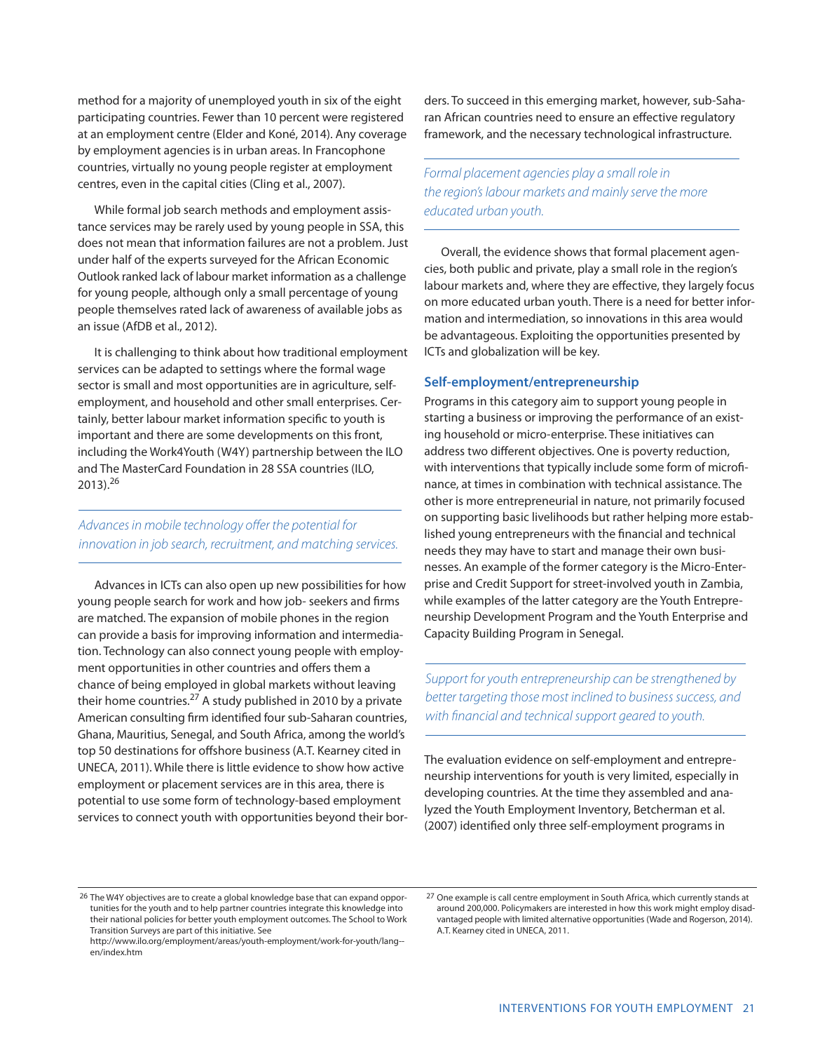method for a majority of unemployed youth in six of the eight participating countries. Fewer than 10 percent were registered at an employment centre (Elder and Koné, 2014). Any coverage by employment agencies is in urban areas. In Francophone countries, virtually no young people register at employment centres, even in the capital cities (Cling et al., 2007).

While formal job search methods and employment assistance services may be rarely used by young people in SSA, this does not mean that information failures are not a problem. Just under half of the experts surveyed for the African Economic Outlook ranked lack of labour market information as a challenge for young people, although only a small percentage of young people themselves rated lack of awareness of available jobs as an issue (AfDB et al., 2012).

It is challenging to think about how traditional employment services can be adapted to settings where the formal wage sector is small and most opportunities are in agriculture, self-employment, and household and other small enterprises. Certainly, better labour market information specific to youth is important and there are some developments on this front, including the Work4Youth (W4Y) partnership between the ILO and The MasterCard Foundation in 28 SSA countries (ILO, 2013).[26]

*Advances in mobile technology offer the potential for innovation in job search, recruitment, and matching services.*

Advances in ICTs can also open up new possibilities for how young people search for work and how job- seekers and firms are matched. The expansion of mobile phones in the region can provide a basis for improving information and intermediation. Technology can also connect young people with employment opportunities in other countries and offers them a chance of being employed in global markets without leaving their home countries.[27] A study published in 2010 by a private American consulting firm identified four sub-Saharan countries, Ghana, Mauritius, Senegal, and South Africa, among the world's top 50 destinations for offshore business (A.T. Kearney cited in UNECA, 2011). While there is little evidence to show how active employment or placement services are in this area, there is potential to use some form of technology-based employment services to connect youth with opportunities beyond their borders. To succeed in this emerging market, however, sub-Saharan African countries need to ensure an effective regulatory framework, and the necessary technological infrastructure.

*Formal placement agencies play a small role in the region's labour markets and mainly serve the more educated urban youth.*

Overall, the evidence shows that formal placement agencies, both public and private, play a small role in the region's labour markets and, where they are effective, they largely focus on more educated urban youth. There is a need for better information and intermediation, so innovations in this area would be advantageous. Exploiting the opportunities presented by ICTs and globalization will be key.

### Self-employment/entrepreneurship

Programs in this category aim to support young people in starting a business or improving the performance of an existing household or micro-enterprise. These initiatives can address two different objectives. One is poverty reduction, with interventions that typically include some form of microfinance, at times in combination with technical assistance. The other is more entrepreneurial in nature, not primarily focused on supporting basic livelihoods but rather helping more established young entrepreneurs with the financial and technical needs they may have to start and manage their own businesses. An example of the former category is the Micro-Enterprise and Credit Support for street-involved youth in Zambia, while examples of the latter category are the Youth Entrepreneurship Development Program and the Youth Enterprise and Capacity Building Program in Senegal.

*Support for youth entrepreneurship can be strengthened by better targeting those most inclined to business success, and with financial and technical support geared to youth.*

The evaluation evidence on self-employment and entrepreneurship interventions for youth is very limited, especially in developing countries. At the time they assembled and analyzed the Youth Employment Inventory, Betcherman et al. (2007) identified only three self-employment programs in

---

[26] The W4Y objectives are to create a global knowledge base that can expand opportunities for the youth and to help partner countries integrate this knowledge into their national policies for better youth employment outcomes. The School to Work Transition Surveys are part of this initiative. See http://www.ilo.org/employment/areas/youth-employment/work-for-youth/lang--en/index.htm

[27] One example is call centre employment in South Africa, which currently stands at around 200,000. Policymakers are interested in how this work might employ disadvantaged people with limited alternative opportunities (Wade and Rogerson, 2014). A.T. Kearney cited in UNECA, 2011.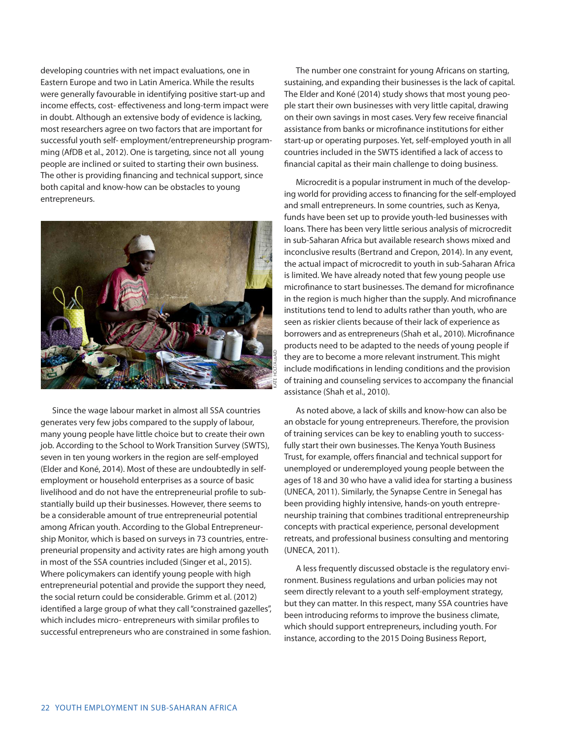developing countries with net impact evaluations, one in Eastern Europe and two in Latin America. While the results were generally favourable in identifying positive start-up and income effects, cost- effectiveness and long-term impact were in doubt. Although an extensive body of evidence is lacking, most researchers agree on two factors that are important for successful youth self- employment/entrepreneurship programming (AfDB et al., 2012). One is targeting, since not all young people are inclined or suited to starting their own business. The other is providing financing and technical support, since both capital and know-how can be obstacles to young entrepreneurs.

KATE HOLT/AusAID

Since the wage labour market in almost all SSA countries generates very few jobs compared to the supply of labour, many young people have little choice but to create their own job. According to the School to Work Transition Survey (SWTS), seven in ten young workers in the region are self-employed (Elder and Koné, 2014). Most of these are undoubtedly in self-employment or household enterprises as a source of basic livelihood and do not have the entrepreneurial profile to substantially build up their businesses. However, there seems to be a considerable amount of true entrepreneurial potential among African youth. According to the Global Entrepreneurship Monitor, which is based on surveys in 73 countries, entrepreneurial propensity and activity rates are high among youth in most of the SSA countries included (Singer et al., 2015). Where policymakers can identify young people with high entrepreneurial potential and provide the support they need, the social return could be considerable. Grimm et al. (2012) identified a large group of what they call "constrained gazelles", which includes micro- entrepreneurs with similar profiles to successful entrepreneurs who are constrained in some fashion.

The number one constraint for young Africans on starting, sustaining, and expanding their businesses is the lack of capital. The Elder and Koné (2014) study shows that most young people start their own businesses with very little capital, drawing on their own savings in most cases. Very few receive financial assistance from banks or microfinance institutions for either start-up or operating purposes. Yet, self-employed youth in all countries included in the SWTS identified a lack of access to financial capital as their main challenge to doing business.

Microcredit is a popular instrument in much of the developing world for providing access to financing for the self-employed and small entrepreneurs. In some countries, such as Kenya, funds have been set up to provide youth-led businesses with loans. There has been very little serious analysis of microcredit in sub-Saharan Africa but available research shows mixed and inconclusive results (Bertrand and Crepon, 2014). In any event, the actual impact of microcredit to youth in sub-Saharan Africa is limited. We have already noted that few young people use microfinance to start businesses. The demand for microfinance in the region is much higher than the supply. And microfinance institutions tend to lend to adults rather than youth, who are seen as riskier clients because of their lack of experience as borrowers and as entrepreneurs (Shah et al., 2010). Microfinance products need to be adapted to the needs of young people if they are to become a more relevant instrument. This might include modifications in lending conditions and the provision of training and counseling services to accompany the financial assistance (Shah et al., 2010).

As noted above, a lack of skills and know-how can also be an obstacle for young entrepreneurs. Therefore, the provision of training services can be key to enabling youth to successfully start their own businesses. The Kenya Youth Business Trust, for example, offers financial and technical support for unemployed or underemployed young people between the ages of 18 and 30 who have a valid idea for starting a business (UNECA, 2011). Similarly, the Synapse Centre in Senegal has been providing highly intensive, hands-on youth entrepreneurship training that combines traditional entrepreneurship concepts with practical experience, personal development retreats, and professional business consulting and mentoring (UNECA, 2011).

A less frequently discussed obstacle is the regulatory environment. Business regulations and urban policies may not seem directly relevant to a youth self-employment strategy, but they can matter. In this respect, many SSA countries have been introducing reforms to improve the business climate, which should support entrepreneurs, including youth. For instance, according to the 2015 Doing Business Report,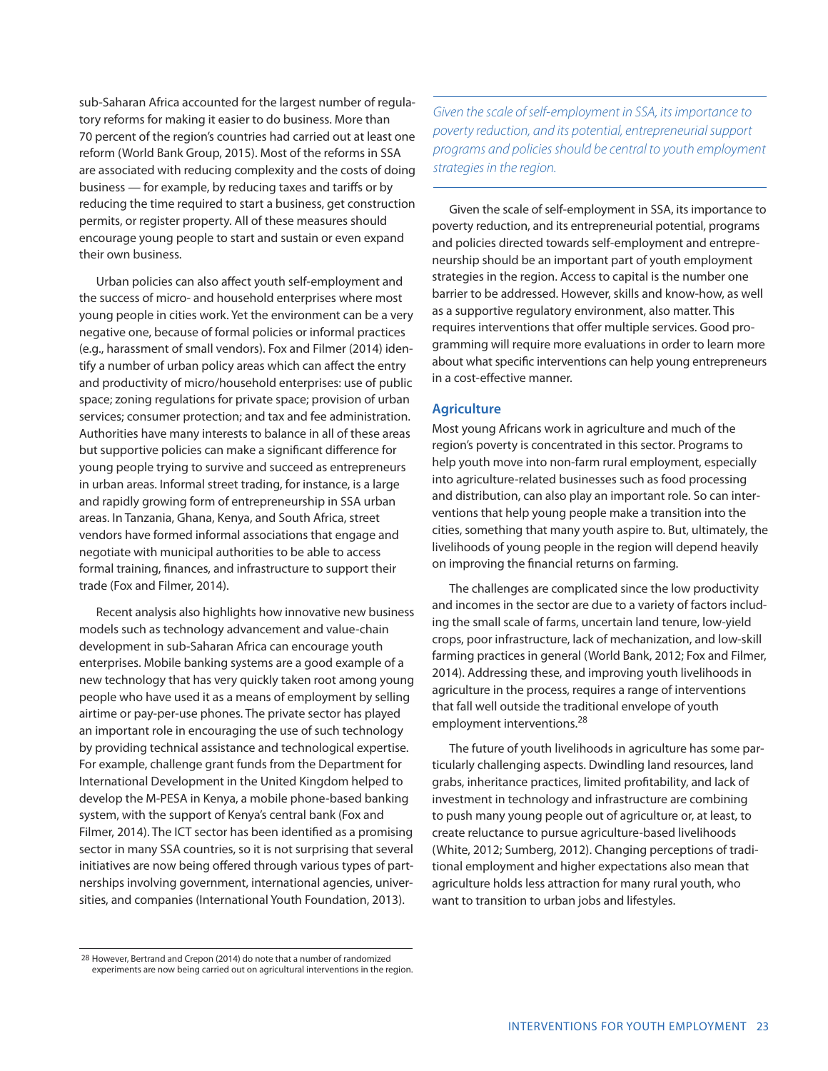sub-Saharan Africa accounted for the largest number of regulatory reforms for making it easier to do business. More than 70 percent of the region's countries had carried out at least one reform (World Bank Group, 2015). Most of the reforms in SSA are associated with reducing complexity and the costs of doing business — for example, by reducing taxes and tariffs or by reducing the time required to start a business, get construction permits, or register property. All of these measures should encourage young people to start and sustain or even expand their own business.

Urban policies can also affect youth self-employment and the success of micro- and household enterprises where most young people in cities work. Yet the environment can be a very negative one, because of formal policies or informal practices (e.g., harassment of small vendors). Fox and Filmer (2014) identify a number of urban policy areas which can affect the entry and productivity of micro/household enterprises: use of public space; zoning regulations for private space; provision of urban services; consumer protection; and tax and fee administration. Authorities have many interests to balance in all of these areas but supportive policies can make a significant difference for young people trying to survive and succeed as entrepreneurs in urban areas. Informal street trading, for instance, is a large and rapidly growing form of entrepreneurship in SSA urban areas. In Tanzania, Ghana, Kenya, and South Africa, street vendors have formed informal associations that engage and negotiate with municipal authorities to be able to access formal training, finances, and infrastructure to support their trade (Fox and Filmer, 2014).

Recent analysis also highlights how innovative new business models such as technology advancement and value-chain development in sub-Saharan Africa can encourage youth enterprises. Mobile banking systems are a good example of a new technology that has very quickly taken root among young people who have used it as a means of employment by selling airtime or pay-per-use phones. The private sector has played an important role in encouraging the use of such technology by providing technical assistance and technological expertise. For example, challenge grant funds from the Department for International Development in the United Kingdom helped to develop the M-PESA in Kenya, a mobile phone-based banking system, with the support of Kenya's central bank (Fox and Filmer, 2014). The ICT sector has been identified as a promising sector in many SSA countries, so it is not surprising that several initiatives are now being offered through various types of partnerships involving government, international agencies, universities, and companies (International Youth Foundation, 2013).

*Given the scale of self-employment in SSA, its importance to poverty reduction, and its potential, entrepreneurial support programs and policies should be central to youth employment strategies in the region.*

Given the scale of self-employment in SSA, its importance to poverty reduction, and its entrepreneurial potential, programs and policies directed towards self-employment and entrepreneurship should be an important part of youth employment strategies in the region. Access to capital is the number one barrier to be addressed. However, skills and know-how, as well as a supportive regulatory environment, also matter. This requires interventions that offer multiple services. Good programming will require more evaluations in order to learn more about what specific interventions can help young entrepreneurs in a cost-effective manner.

### Agriculture

Most young Africans work in agriculture and much of the region's poverty is concentrated in this sector. Programs to help youth move into non-farm rural employment, especially into agriculture-related businesses such as food processing and distribution, can also play an important role. So can interventions that help young people make a transition into the cities, something that many youth aspire to. But, ultimately, the livelihoods of young people in the region will depend heavily on improving the financial returns on farming.

The challenges are complicated since the low productivity and incomes in the sector are due to a variety of factors including the small scale of farms, uncertain land tenure, low-yield crops, poor infrastructure, lack of mechanization, and low-skill farming practices in general (World Bank, 2012; Fox and Filmer, 2014). Addressing these, and improving youth livelihoods in agriculture in the process, requires a range of interventions that fall well outside the traditional envelope of youth employment interventions.[28]

The future of youth livelihoods in agriculture has some particularly challenging aspects. Dwindling land resources, land grabs, inheritance practices, limited profitability, and lack of investment in technology and infrastructure are combining to push many young people out of agriculture or, at least, to create reluctance to pursue agriculture-based livelihoods (White, 2012; Sumberg, 2012). Changing perceptions of traditional employment and higher expectations also mean that agriculture holds less attraction for many rural youth, who want to transition to urban jobs and lifestyles.

[28] However, Bertrand and Crepon (2014) do note that a number of randomized experiments are now being carried out on agricultural interventions in the region.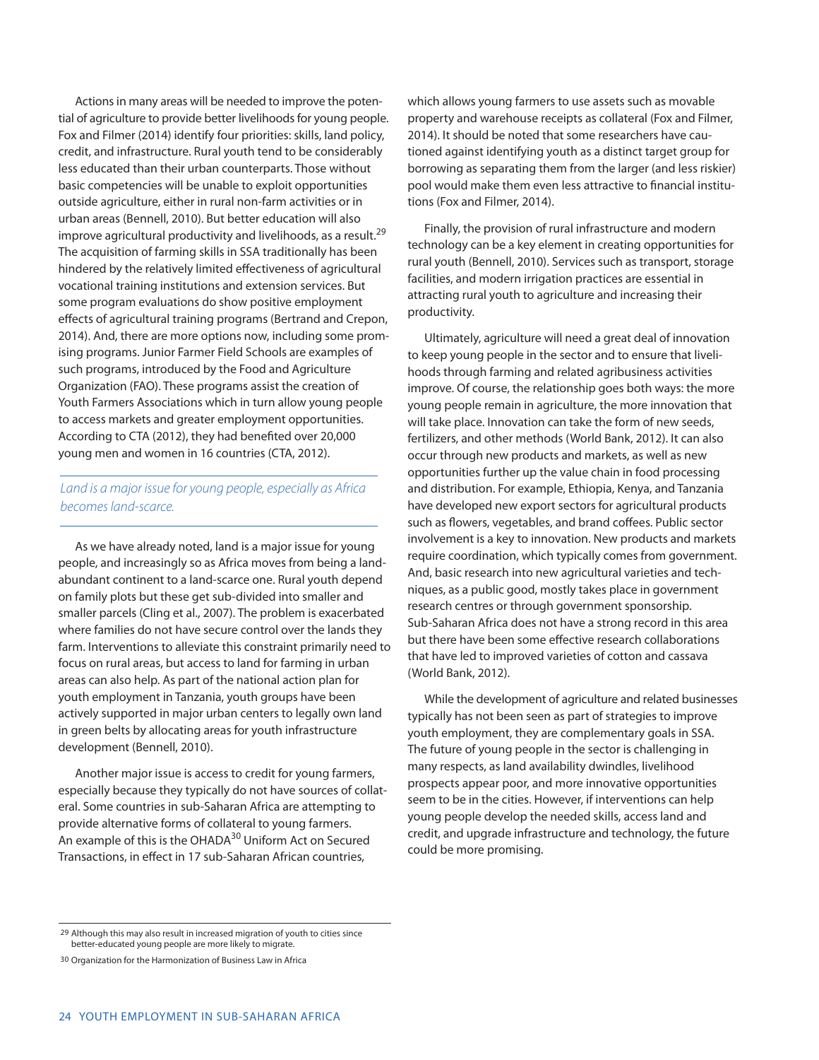Actions in many areas will be needed to improve the potential of agriculture to provide better livelihoods for young people. Fox and Filmer (2014) identify four priorities: skills, land policy, credit, and infrastructure. Rural youth tend to be considerably less educated than their urban counterparts. Those without basic competencies will be unable to exploit opportunities outside agriculture, either in rural non-farm activities or in urban areas (Bennell, 2010). But better education will also improve agricultural productivity and livelihoods, as a result.[29] The acquisition of farming skills in SSA traditionally has been hindered by the relatively limited effectiveness of agricultural vocational training institutions and extension services. But some program evaluations do show positive employment effects of agricultural training programs (Bertrand and Crepon, 2014). And, there are more options now, including some promising programs. Junior Farmer Field Schools are examples of such programs, introduced by the Food and Agriculture Organization (FAO). These programs assist the creation of Youth Farmers Associations which in turn allow young people to access markets and greater employment opportunities. According to CTA (2012), they had benefited over 20,000 young men and women in 16 countries (CTA, 2012).

*Land is a major issue for young people, especially as Africa becomes land-scarce.*

As we have already noted, land is a major issue for young people, and increasingly so as Africa moves from being a land-abundant continent to a land-scarce one. Rural youth depend on family plots but these get sub-divided into smaller and smaller parcels (Cling et al., 2007). The problem is exacerbated where families do not have secure control over the lands they farm. Interventions to alleviate this constraint primarily need to focus on rural areas, but access to land for farming in urban areas can also help. As part of the national action plan for youth employment in Tanzania, youth groups have been actively supported in major urban centers to legally own land in green belts by allocating areas for youth infrastructure development (Bennell, 2010).

Another major issue is access to credit for young farmers, especially because they typically do not have sources of collateral. Some countries in sub-Saharan Africa are attempting to provide alternative forms of collateral to young farmers. An example of this is the OHADA[30] Uniform Act on Secured Transactions, in effect in 17 sub-Saharan African countries, which allows young farmers to use assets such as movable property and warehouse receipts as collateral (Fox and Filmer, 2014). It should be noted that some researchers have cautioned against identifying youth as a distinct target group for borrowing as separating them from the larger (and less riskier) pool would make them even less attractive to financial institutions (Fox and Filmer, 2014).

Finally, the provision of rural infrastructure and modern technology can be a key element in creating opportunities for rural youth (Bennell, 2010). Services such as transport, storage facilities, and modern irrigation practices are essential in attracting rural youth to agriculture and increasing their productivity.

Ultimately, agriculture will need a great deal of innovation to keep young people in the sector and to ensure that livelihoods through farming and related agribusiness activities improve. Of course, the relationship goes both ways: the more young people remain in agriculture, the more innovation that will take place. Innovation can take the form of new seeds, fertilizers, and other methods (World Bank, 2012). It can also occur through new products and markets, as well as new opportunities further up the value chain in food processing and distribution. For example, Ethiopia, Kenya, and Tanzania have developed new export sectors for agricultural products such as flowers, vegetables, and brand coffees. Public sector involvement is a key to innovation. New products and markets require coordination, which typically comes from government. And, basic research into new agricultural varieties and techniques, as a public good, mostly takes place in government research centres or through government sponsorship. Sub-Saharan Africa does not have a strong record in this area but there have been some effective research collaborations that have led to improved varieties of cotton and cassava (World Bank, 2012).

While the development of agriculture and related businesses typically has not been seen as part of strategies to improve youth employment, they are complementary goals in SSA. The future of young people in the sector is challenging in many respects, as land availability dwindles, livelihood prospects appear poor, and more innovative opportunities seem to be in the cities. However, if interventions can help young people develop the needed skills, access land and credit, and upgrade infrastructure and technology, the future could be more promising.

---

29 Although this may also result in increased migration of youth to cities since better-educated young people are more likely to migrate.

30 Organization for the Harmonization of Business Law in Africa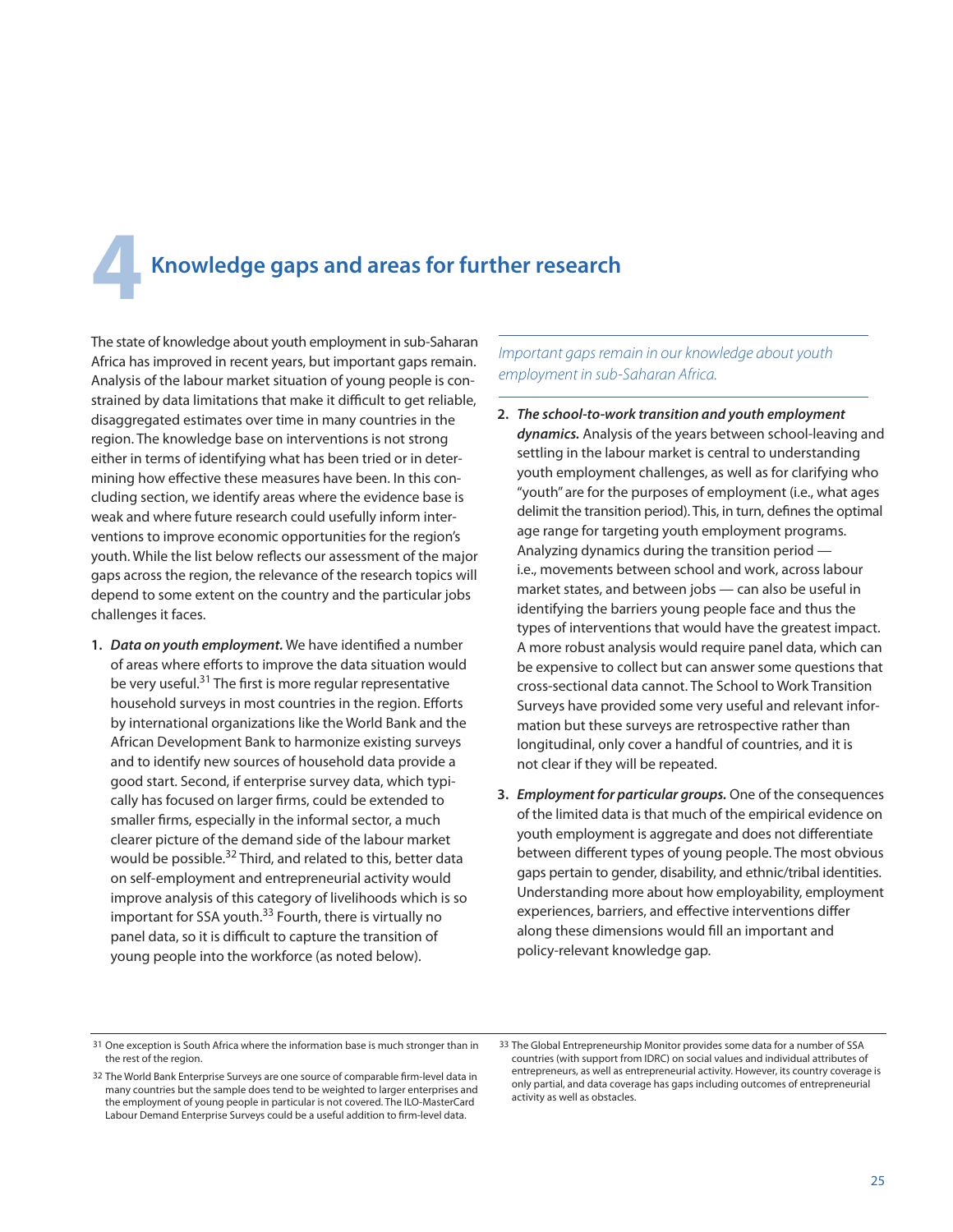# 4 Knowledge gaps and areas for further research

The state of knowledge about youth employment in sub-Saharan Africa has improved in recent years, but important gaps remain. Analysis of the labour market situation of young people is constrained by data limitations that make it difficult to get reliable, disaggregated estimates over time in many countries in the region. The knowledge base on interventions is not strong either in terms of identifying what has been tried or in determining how effective these measures have been. In this concluding section, we identify areas where the evidence base is weak and where future research could usefully inform interventions to improve economic opportunities for the region's youth. While the list below reflects our assessment of the major gaps across the region, the relevance of the research topics will depend to some extent on the country and the particular jobs challenges it faces.

*Important gaps remain in our knowledge about youth employment in sub-Saharan Africa.*

1. ***Data on youth employment.*** We have identified a number of areas where efforts to improve the data situation would be very useful.[31] The first is more regular representative household surveys in most countries in the region. Efforts by international organizations like the World Bank and the African Development Bank to harmonize existing surveys and to identify new sources of household data provide a good start. Second, if enterprise survey data, which typically has focused on larger firms, could be extended to smaller firms, especially in the informal sector, a much clearer picture of the demand side of the labour market would be possible.[32] Third, and related to this, better data on self-employment and entrepreneurial activity would improve analysis of this category of livelihoods which is so important for SSA youth.[33] Fourth, there is virtually no panel data, so it is difficult to capture the transition of young people into the workforce (as noted below).

2. ***The school-to-work transition and youth employment dynamics.*** Analysis of the years between school-leaving and settling in the labour market is central to understanding youth employment challenges, as well as for clarifying who "youth" are for the purposes of employment (i.e., what ages delimit the transition period). This, in turn, defines the optimal age range for targeting youth employment programs. Analyzing dynamics during the transition period — i.e., movements between school and work, across labour market states, and between jobs — can also be useful in identifying the barriers young people face and thus the types of interventions that would have the greatest impact. A more robust analysis would require panel data, which can be expensive to collect but can answer some questions that cross-sectional data cannot. The School to Work Transition Surveys have provided some very useful and relevant information but these surveys are retrospective rather than longitudinal, only cover a handful of countries, and it is not clear if they will be repeated.

3. ***Employment for particular groups.*** One of the consequences of the limited data is that much of the empirical evidence on youth employment is aggregate and does not differentiate between different types of young people. The most obvious gaps pertain to gender, disability, and ethnic/tribal identities. Understanding more about how employability, employment experiences, barriers, and effective interventions differ along these dimensions would fill an important and policy-relevant knowledge gap.

---

[31] One exception is South Africa where the information base is much stronger than in the rest of the region.

[32] The World Bank Enterprise Surveys are one source of comparable firm-level data in many countries but the sample does tend to be weighted to larger enterprises and the employment of young people in particular is not covered. The ILO-MasterCard Labour Demand Enterprise Surveys could be a useful addition to firm-level data.

[33] The Global Entrepreneurship Monitor provides some data for a number of SSA countries (with support from IDRC) on social values and individual attributes of entrepreneurs, as well as entrepreneurial activity. However, its country coverage is only partial, and data coverage has gaps including outcomes of entrepreneurial activity as well as obstacles.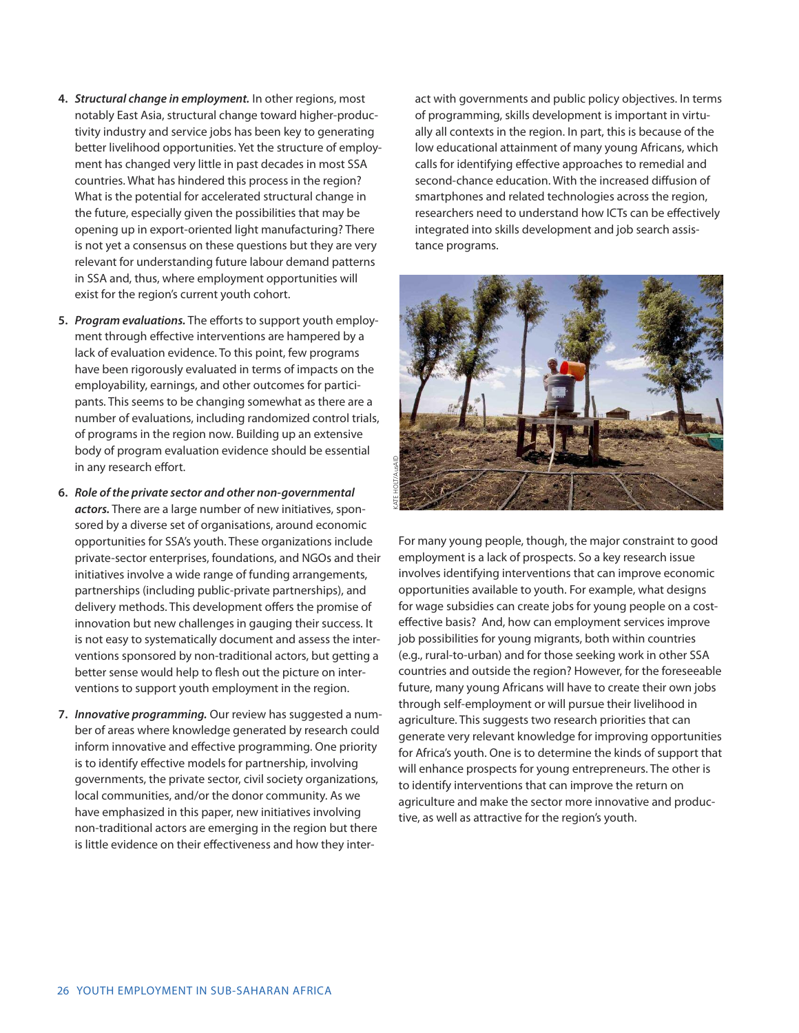4. ***Structural change in employment.*** In other regions, most notably East Asia, structural change toward higher-productivity industry and service jobs has been key to generating better livelihood opportunities. Yet the structure of employment has changed very little in past decades in most SSA countries. What has hindered this process in the region? What is the potential for accelerated structural change in the future, especially given the possibilities that may be opening up in export-oriented light manufacturing? There is not yet a consensus on these questions but they are very relevant for understanding future labour demand patterns in SSA and, thus, where employment opportunities will exist for the region's current youth cohort.

5. ***Program evaluations.*** The efforts to support youth employment through effective interventions are hampered by a lack of evaluation evidence. To this point, few programs have been rigorously evaluated in terms of impacts on the employability, earnings, and other outcomes for participants. This seems to be changing somewhat as there are a number of evaluations, including randomized control trials, of programs in the region now. Building up an extensive body of program evaluation evidence should be essential in any research effort.

6. ***Role of the private sector and other non-governmental actors.*** There are a large number of new initiatives, sponsored by a diverse set of organisations, around economic opportunities for SSA's youth. These organizations include private-sector enterprises, foundations, and NGOs and their initiatives involve a wide range of funding arrangements, partnerships (including public-private partnerships), and delivery methods. This development offers the promise of innovation but new challenges in gauging their success. It is not easy to systematically document and assess the interventions sponsored by non-traditional actors, but getting a better sense would help to flesh out the picture on interventions to support youth employment in the region.

7. ***Innovative programming.*** Our review has suggested a number of areas where knowledge generated by research could inform innovative and effective programming. One priority is to identify effective models for partnership, involving governments, the private sector, civil society organizations, local communities, and/or the donor community. As we have emphasized in this paper, new initiatives involving non-traditional actors are emerging in the region but there is little evidence on their effectiveness and how they interact with governments and public policy objectives. In terms of programming, skills development is important in virtually all contexts in the region. In part, this is because of the low educational attainment of many young Africans, which calls for identifying effective approaches to remedial and second-chance education. With the increased diffusion of smartphones and related technologies across the region, researchers need to understand how ICTs can be effectively integrated into skills development and job search assistance programs.

KATE HOLT/AusAID

For many young people, though, the major constraint to good employment is a lack of prospects. So a key research issue involves identifying interventions that can improve economic opportunities available to youth. For example, what designs for wage subsidies can create jobs for young people on a cost-effective basis? And, how can employment services improve job possibilities for young migrants, both within countries (e.g., rural-to-urban) and for those seeking work in other SSA countries and outside the region? However, for the foreseeable future, many young Africans will have to create their own jobs through self-employment or will pursue their livelihood in agriculture. This suggests two research priorities that can generate very relevant knowledge for improving opportunities for Africa's youth. One is to determine the kinds of support that will enhance prospects for young entrepreneurs. The other is to identify interventions that can improve the return on agriculture and make the sector more innovative and productive, as well as attractive for the region's youth.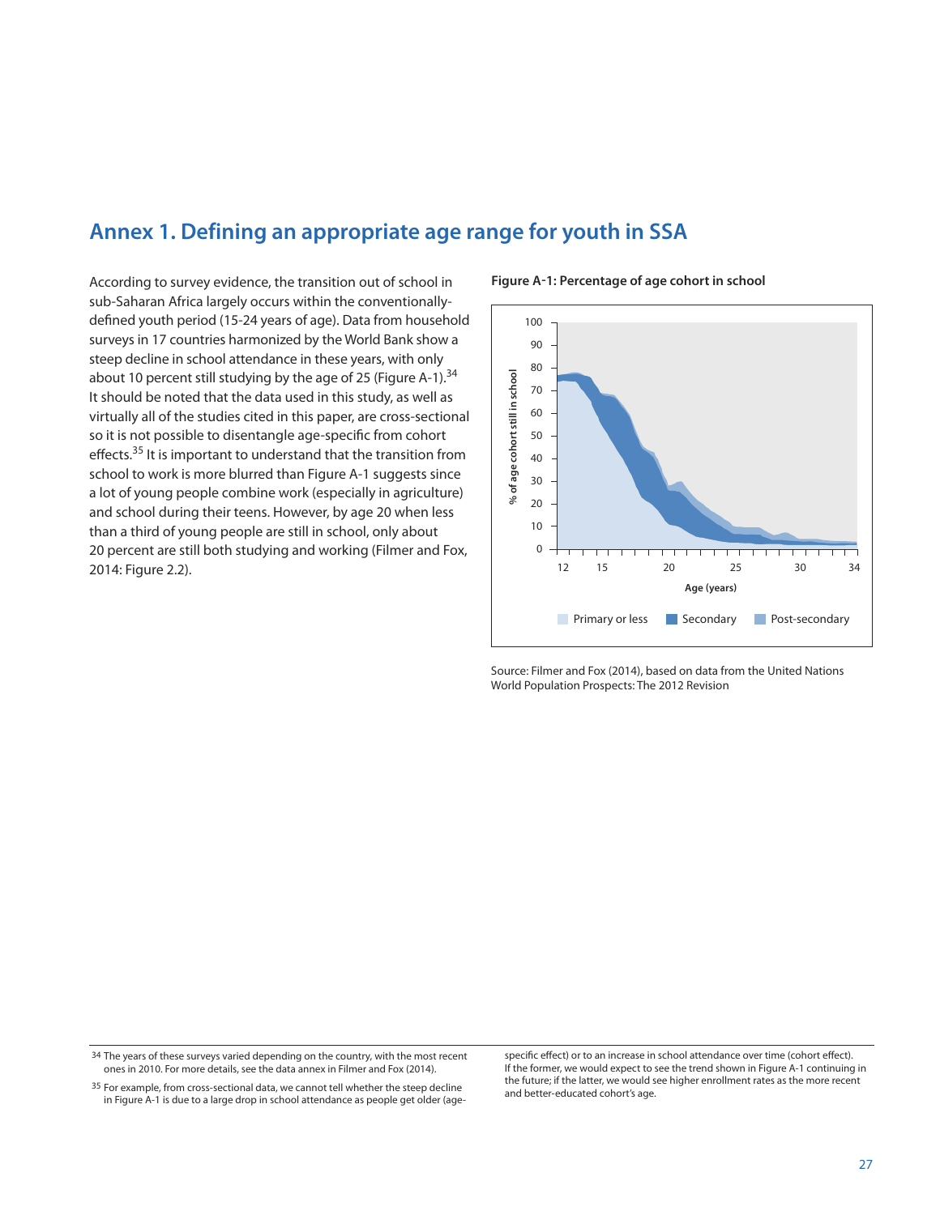# Annex 1. Defining an appropriate age range for youth in SSA

According to survey evidence, the transition out of school in sub-Saharan Africa largely occurs within the conventionally-defined youth period (15-24 years of age). Data from household surveys in 17 countries harmonized by the World Bank show a steep decline in school attendance in these years, with only about 10 percent still studying by the age of 25 (Figure A-1).[34] It should be noted that the data used in this study, as well as virtually all of the studies cited in this paper, are cross-sectional so it is not possible to disentangle age-specific from cohort effects.[35] It is important to understand that the transition from school to work is more blurred than Figure A-1 suggests since a lot of young people combine work (especially in agriculture) and school during their teens. However, by age 20 when less than a third of young people are still in school, only about 20 percent are still both studying and working (Filmer and Fox, 2014: Figure 2.2).

**Figure A-1: Percentage of age cohort in school**

Source: Filmer and Fox (2014), based on data from the United Nations World Population Prospects: The 2012 Revision

[34] The years of these surveys varied depending on the country, with the most recent ones in 2010. For more details, see the data annex in Filmer and Fox (2014).

[35] For example, from cross-sectional data, we cannot tell whether the steep decline in Figure A-1 is due to a large drop in school attendance as people get older (age-specific effect) or to an increase in school attendance over time (cohort effect). If the former, we would expect to see the trend shown in Figure A-1 continuing in the future; if the latter, we would see higher enrollment rates as the more recent and better-educated cohort's age.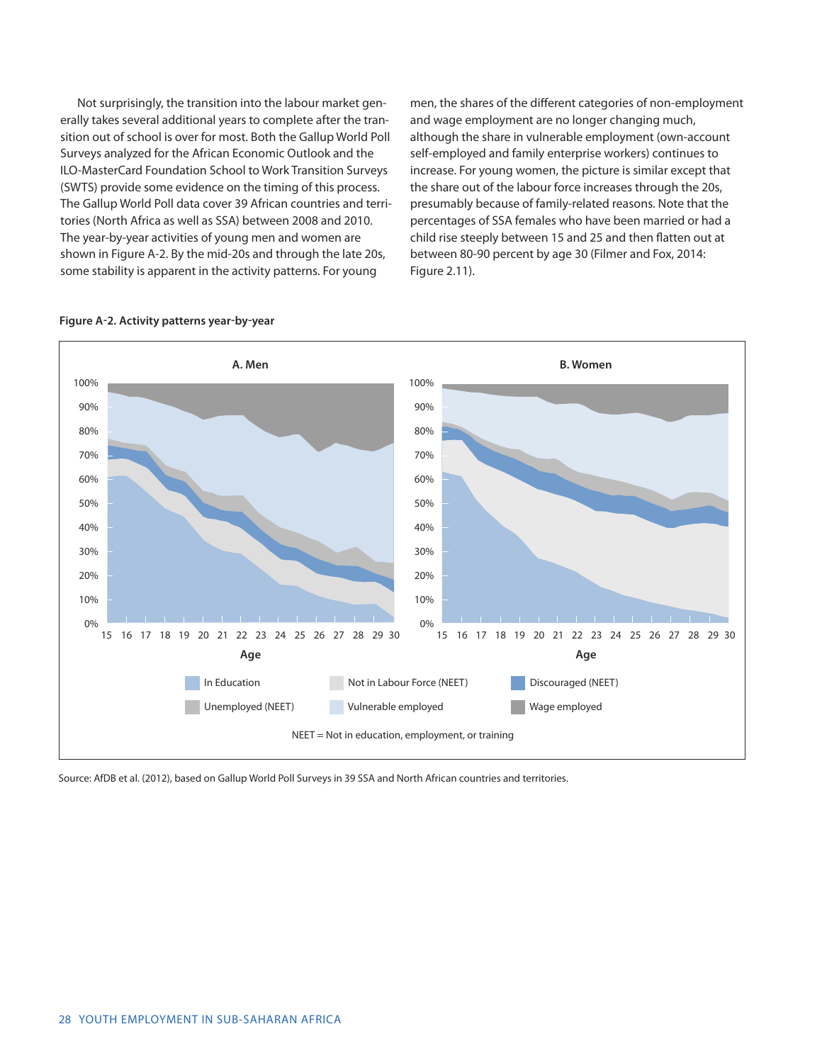Not surprisingly, the transition into the labour market generally takes several additional years to complete after the transition out of school is over for most. Both the Gallup World Poll Surveys analyzed for the African Economic Outlook and the ILO-MasterCard Foundation School to Work Transition Surveys (SWTS) provide some evidence on the timing of this process. The Gallup World Poll data cover 39 African countries and territories (North Africa as well as SSA) between 2008 and 2010. The year-by-year activities of young men and women are shown in Figure A-2. By the mid-20s and through the late 20s, some stability is apparent in the activity patterns. For young men, the shares of the different categories of non-employment and wage employment are no longer changing much, although the share in vulnerable employment (own-account self-employed and family enterprise workers) continues to increase. For young women, the picture is similar except that the share out of the labour force increases through the 20s, presumably because of family-related reasons. Note that the percentages of SSA females who have been married or had a child rise steeply between 15 and 25 and then flatten out at between 80-90 percent by age 30 (Filmer and Fox, 2014: Figure 2.11).

**Figure A-2. Activity patterns year-by-year**

A. Men | B. Women

Legend: In Education; Not in Labour Force (NEET); Discouraged (NEET); Unemployed (NEET); Vulnerable employed; Wage employed

NEET = Not in education, employment, or training

Source: AfDB et al. (2012), based on Gallup World Poll Surveys in 39 SSA and North African countries and territories.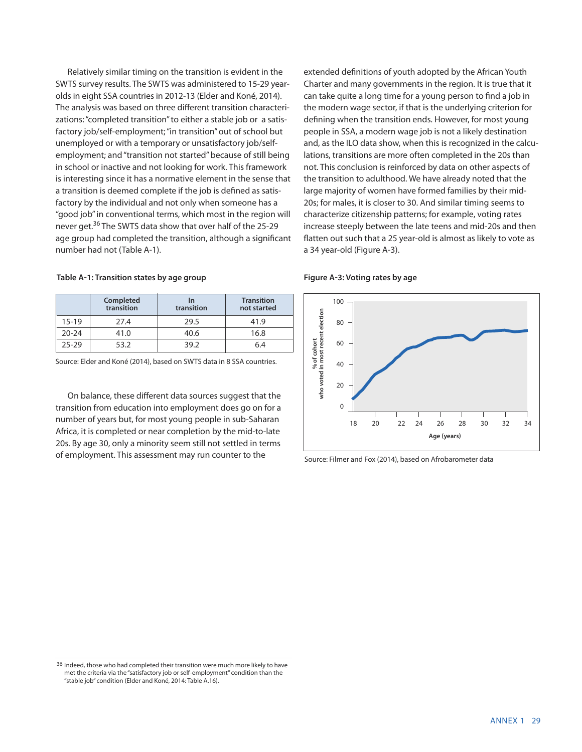Relatively similar timing on the transition is evident in the SWTS survey results. The SWTS was administered to 15-29 year-olds in eight SSA countries in 2012-13 (Elder and Koné, 2014). The analysis was based on three different transition characterizations: "completed transition" to either a stable job or a satisfactory job/self-employment; "in transition" out of school but unemployed or with a temporary or unsatisfactory job/self-employment; and "transition not started" because of still being in school or inactive and not looking for work. This framework is interesting since it has a normative element in the sense that a transition is deemed complete if the job is defined as satisfactory by the individual and not only when someone has a "good job" in conventional terms, which most in the region will never get.[36] The SWTS data show that over half of the 25-29 age group had completed the transition, although a significant number had not (Table A-1).

**Table A-1: Transition states by age group**

| | Completed transition | In transition | Transition not started |
|---|---|---|---|
| 15-19 | 27.4 | 29.5 | 41.9 |
| 20-24 | 41.0 | 40.6 | 16.8 |
| 25-29 | 53.2 | 39.2 | 6.4 |

Source: Elder and Koné (2014), based on SWTS data in 8 SSA countries.

On balance, these different data sources suggest that the transition from education into employment does go on for a number of years but, for most young people in sub-Saharan Africa, it is completed or near completion by the mid-to-late 20s. By age 30, only a minority seem still not settled in terms of employment. This assessment may run counter to the extended definitions of youth adopted by the African Youth Charter and many governments in the region. It is true that it can take quite a long time for a young person to find a job in the modern wage sector, if that is the underlying criterion for defining when the transition ends. However, for most young people in SSA, a modern wage job is not a likely destination and, as the ILO data show, when this is recognized in the calculations, transitions are more often completed in the 20s than not. This conclusion is reinforced by data on other aspects of the transition to adulthood. We have already noted that the large majority of women have formed families by their mid-20s; for males, it is closer to 30. And similar timing seems to characterize citizenship patterns; for example, voting rates increase steeply between the late teens and mid-20s and then flatten out such that a 25 year-old is almost as likely to vote as a 34 year-old (Figure A-3).

**Figure A-3: Voting rates by age**

Source: Filmer and Fox (2014), based on Afrobarometer data

---

[36] Indeed, those who had completed their transition were much more likely to have met the criteria via the "satisfactory job or self-employment" condition than the "stable job" condition (Elder and Koné, 2014: Table A.16).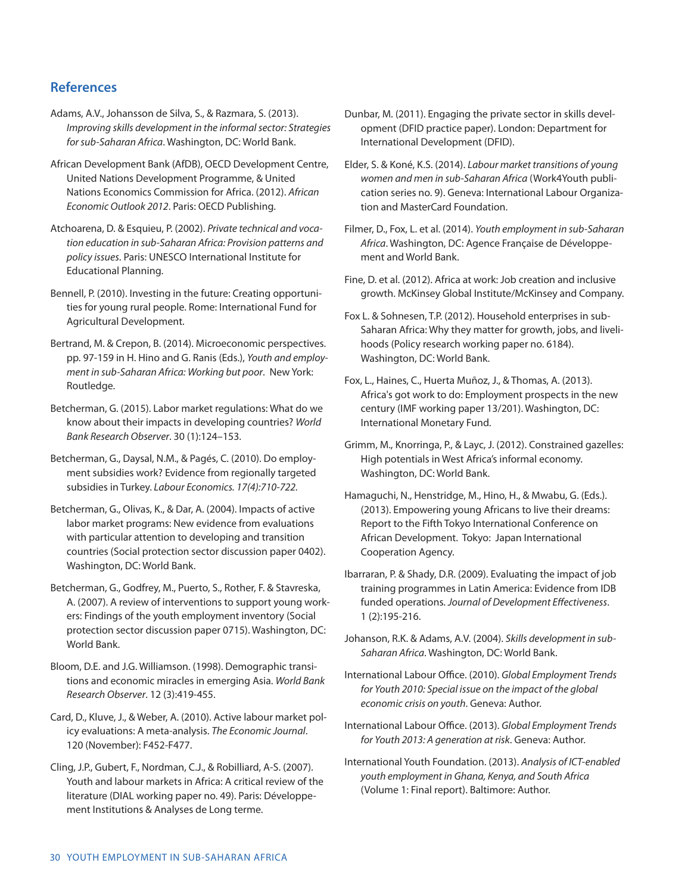## References

Adams, A.V., Johansson de Silva, S., & Razmara, S. (2013). *Improving skills development in the informal sector: Strategies for sub-Saharan Africa*. Washington, DC: World Bank.

African Development Bank (AfDB), OECD Development Centre, United Nations Development Programme, & United Nations Economics Commission for Africa. (2012). *African Economic Outlook 2012*. Paris: OECD Publishing.

Atchoarena, D. & Esquieu, P. (2002). *Private technical and vocation education in sub-Saharan Africa: Provision patterns and policy issues*. Paris: UNESCO International Institute for Educational Planning.

Bennell, P. (2010). Investing in the future: Creating opportunities for young rural people. Rome: International Fund for Agricultural Development.

Bertrand, M. & Crepon, B. (2014). Microeconomic perspectives. pp. 97-159 in H. Hino and G. Ranis (Eds.), *Youth and employment in sub-Saharan Africa: Working but poor*. New York: Routledge.

Betcherman, G. (2015). Labor market regulations: What do we know about their impacts in developing countries? *World Bank Research Observer*. 30 (1):124–153.

Betcherman, G., Daysal, N.M., & Pagés, C. (2010). Do employment subsidies work? Evidence from regionally targeted subsidies in Turkey. *Labour Economics. 17(4):710-722*.

Betcherman, G., Olivas, K., & Dar, A. (2004). Impacts of active labor market programs: New evidence from evaluations with particular attention to developing and transition countries (Social protection sector discussion paper 0402). Washington, DC: World Bank.

Betcherman, G., Godfrey, M., Puerto, S., Rother, F. & Stavreska, A. (2007). A review of interventions to support young workers: Findings of the youth employment inventory (Social protection sector discussion paper 0715). Washington, DC: World Bank.

Bloom, D.E. and J.G. Williamson. (1998). Demographic transitions and economic miracles in emerging Asia. *World Bank Research Observer*. 12 (3):419-455.

Card, D., Kluve, J., & Weber, A. (2010). Active labour market policy evaluations: A meta-analysis. *The Economic Journal*. 120 (November): F452-F477.

Cling, J.P., Gubert, F., Nordman, C.J., & Robilliard, A-S. (2007). Youth and labour markets in Africa: A critical review of the literature (DIAL working paper no. 49). Paris: Développement Institutions & Analyses de Long terme.

Dunbar, M. (2011). Engaging the private sector in skills development (DFID practice paper). London: Department for International Development (DFID).

Elder, S. & Koné, K.S. (2014). *Labour market transitions of young women and men in sub-Saharan Africa* (Work4Youth publication series no. 9). Geneva: International Labour Organization and MasterCard Foundation.

Filmer, D., Fox, L. et al. (2014). *Youth employment in sub-Saharan Africa*. Washington, DC: Agence Française de Développement and World Bank.

Fine, D. et al. (2012). Africa at work: Job creation and inclusive growth. McKinsey Global Institute/McKinsey and Company.

Fox L. & Sohnesen, T.P. (2012). Household enterprises in sub-Saharan Africa: Why they matter for growth, jobs, and livelihoods (Policy research working paper no. 6184). Washington, DC: World Bank.

Fox, L., Haines, C., Huerta Muñoz, J., & Thomas, A. (2013). Africa's got work to do: Employment prospects in the new century (IMF working paper 13/201). Washington, DC: International Monetary Fund.

Grimm, M., Knorringa, P., & Layc, J. (2012). Constrained gazelles: High potentials in West Africa's informal economy. Washington, DC: World Bank.

Hamaguchi, N., Henstridge, M., Hino, H., & Mwabu, G. (Eds.). (2013). Empowering young Africans to live their dreams: Report to the Fifth Tokyo International Conference on African Development. Tokyo: Japan International Cooperation Agency.

Ibarraran, P. & Shady, D.R. (2009). Evaluating the impact of job training programmes in Latin America: Evidence from IDB funded operations. *Journal of Development Effectiveness*. 1 (2):195-216.

Johanson, R.K. & Adams, A.V. (2004). *Skills development in sub-Saharan Africa*. Washington, DC: World Bank.

International Labour Office. (2010). *Global Employment Trends for Youth 2010: Special issue on the impact of the global economic crisis on youth*. Geneva: Author.

International Labour Office. (2013). *Global Employment Trends for Youth 2013: A generation at risk*. Geneva: Author.

International Youth Foundation. (2013). *Analysis of ICT-enabled youth employment in Ghana, Kenya, and South Africa* (Volume 1: Final report). Baltimore: Author.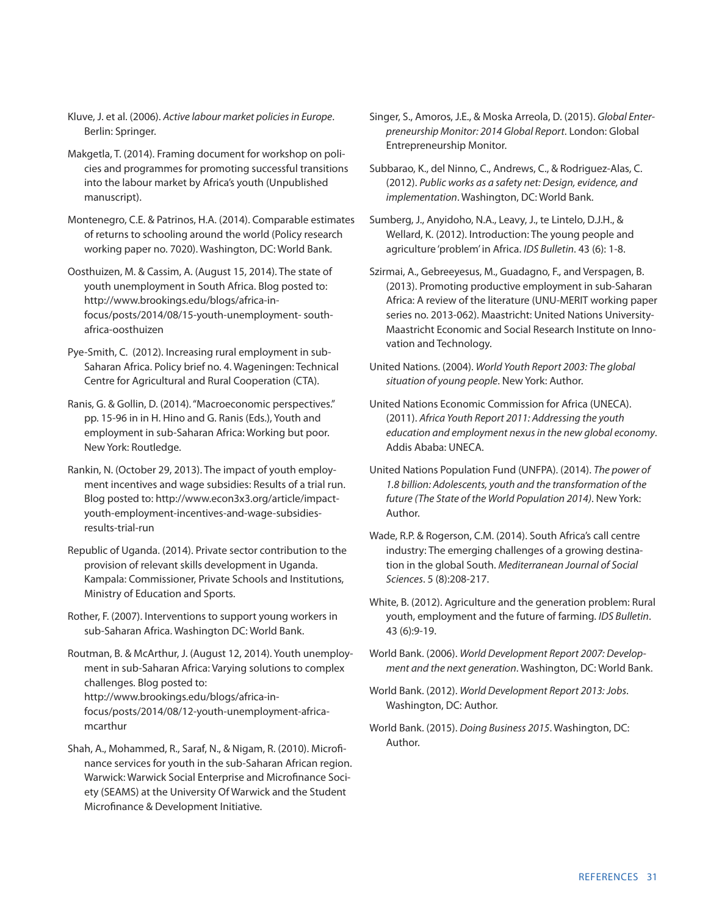Kluve, J. et al. (2006). *Active labour market policies in Europe*. Berlin: Springer.

Makgetla, T. (2014). Framing document for workshop on policies and programmes for promoting successful transitions into the labour market by Africa's youth (Unpublished manuscript).

Montenegro, C.E. & Patrinos, H.A. (2014). Comparable estimates of returns to schooling around the world (Policy research working paper no. 7020). Washington, DC: World Bank.

Oosthuizen, M. & Cassim, A. (August 15, 2014). The state of youth unemployment in South Africa. Blog posted to: http://www.brookings.edu/blogs/africa-in-focus/posts/2014/08/15-youth-unemployment- south-africa-oosthuizen

Pye-Smith, C. (2012). Increasing rural employment in sub-Saharan Africa. Policy brief no. 4. Wageningen: Technical Centre for Agricultural and Rural Cooperation (CTA).

Ranis, G. & Gollin, D. (2014). "Macroeconomic perspectives." pp. 15-96 in in H. Hino and G. Ranis (Eds.), Youth and employment in sub-Saharan Africa: Working but poor. New York: Routledge.

Rankin, N. (October 29, 2013). The impact of youth employment incentives and wage subsidies: Results of a trial run. Blog posted to: http://www.econ3x3.org/article/impact-youth-employment-incentives-and-wage-subsidies-results-trial-run

Republic of Uganda. (2014). Private sector contribution to the provision of relevant skills development in Uganda. Kampala: Commissioner, Private Schools and Institutions, Ministry of Education and Sports.

Rother, F. (2007). Interventions to support young workers in sub-Saharan Africa. Washington DC: World Bank.

Routman, B. & McArthur, J. (August 12, 2014). Youth unemployment in sub-Saharan Africa: Varying solutions to complex challenges. Blog posted to: http://www.brookings.edu/blogs/africa-in-focus/posts/2014/08/12-youth-unemployment-africa-mcarthur

Shah, A., Mohammed, R., Saraf, N., & Nigam, R. (2010). Microfinance services for youth in the sub-Saharan African region. Warwick: Warwick Social Enterprise and Microfinance Society (SEAMS) at the University Of Warwick and the Student Microfinance & Development Initiative.

Singer, S., Amoros, J.E., & Moska Arreola, D. (2015). *Global Entrepreneurship Monitor: 2014 Global Report*. London: Global Entrepreneurship Monitor.

Subbarao, K., del Ninno, C., Andrews, C., & Rodriguez-Alas, C. (2012). *Public works as a safety net: Design, evidence, and implementation*. Washington, DC: World Bank.

Sumberg, J., Anyidoho, N.A., Leavy, J., te Lintelo, D.J.H., & Wellard, K. (2012). Introduction: The young people and agriculture 'problem' in Africa. *IDS Bulletin*. 43 (6): 1-8.

Szirmai, A., Gebreeyesus, M., Guadagno, F., and Verspagen, B. (2013). Promoting productive employment in sub-Saharan Africa: A review of the literature (UNU-MERIT working paper series no. 2013-062). Maastricht: United Nations University-Maastricht Economic and Social Research Institute on Innovation and Technology.

United Nations. (2004). *World Youth Report 2003: The global situation of young people*. New York: Author.

United Nations Economic Commission for Africa (UNECA). (2011). *Africa Youth Report 2011: Addressing the youth education and employment nexus in the new global economy*. Addis Ababa: UNECA.

United Nations Population Fund (UNFPA). (2014). *The power of 1.8 billion: Adolescents, youth and the transformation of the future (The State of the World Population 2014)*. New York: Author.

Wade, R.P. & Rogerson, C.M. (2014). South Africa's call centre industry: The emerging challenges of a growing destination in the global South. *Mediterranean Journal of Social Sciences*. 5 (8):208-217.

White, B. (2012). Agriculture and the generation problem: Rural youth, employment and the future of farming. *IDS Bulletin*. 43 (6):9-19.

World Bank. (2006). *World Development Report 2007: Development and the next generation*. Washington, DC: World Bank.

World Bank. (2012). *World Development Report 2013: Jobs*. Washington, DC: Author.

World Bank. (2015). *Doing Business 2015*. Washington, DC: Author.